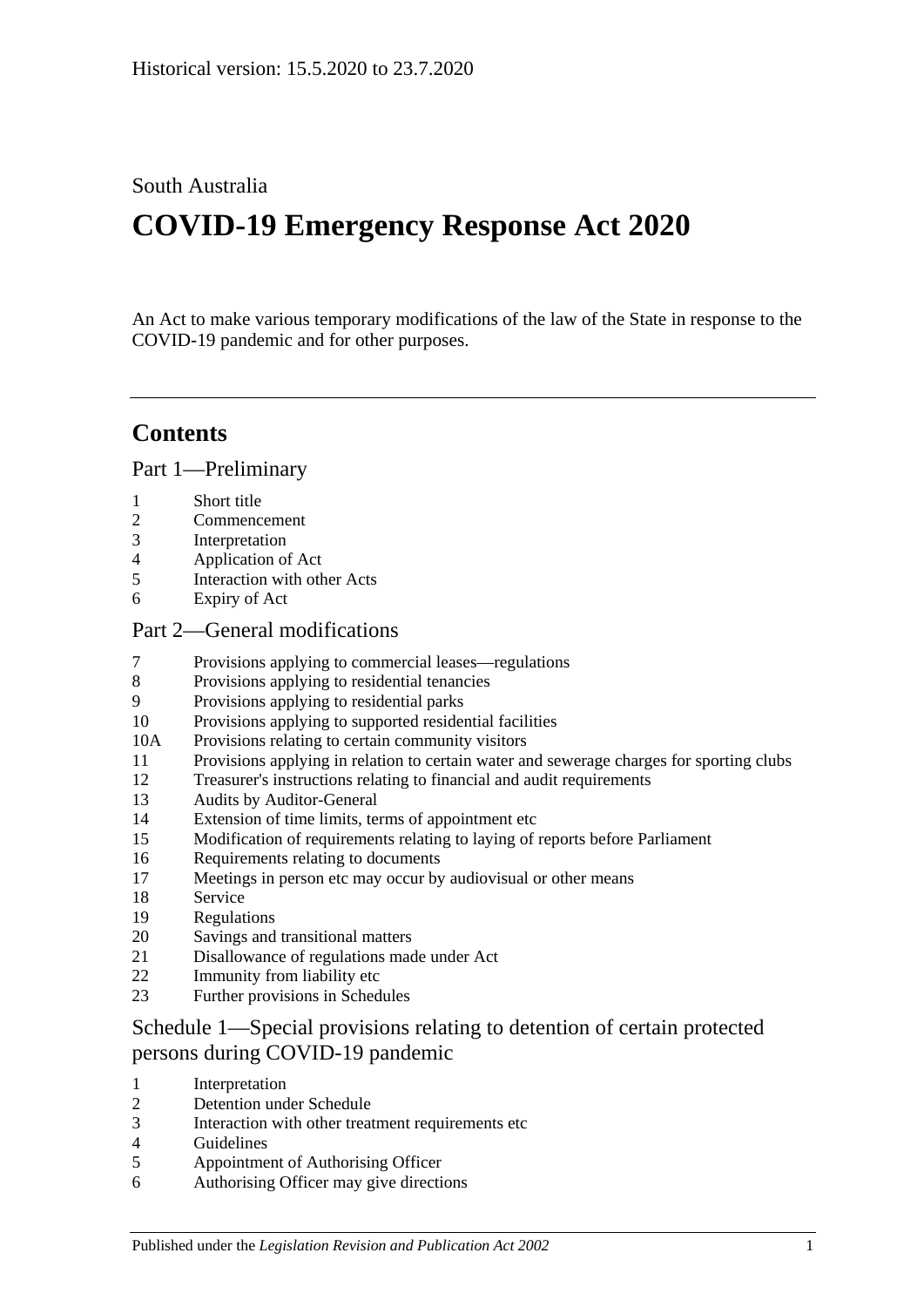Historical version: 15.5.2020 to 23.7.2020

South Australia

# COVID-19 Emergency Response Act 2020

An Act to make various temporary modifications of the law of the State in response to the COVID-19 pandemic and for other purposes.

## Contents

### Part 1—Preliminary

1 Short title
2 Commencement
3 Interpretation
4 Application of Act
5 Interaction with other Acts
6 Expiry of Act

### Part 2—General modifications

7 Provisions applying to commercial leases—regulations
8 Provisions applying to residential tenancies
9 Provisions applying to residential parks
10 Provisions applying to supported residential facilities
10A Provisions relating to certain community visitors
11 Provisions applying in relation to certain water and sewerage charges for sporting clubs
12 Treasurer's instructions relating to financial and audit requirements
13 Audits by Auditor-General
14 Extension of time limits, terms of appointment etc
15 Modification of requirements relating to laying of reports before Parliament
16 Requirements relating to documents
17 Meetings in person etc may occur by audiovisual or other means
18 Service
19 Regulations
20 Savings and transitional matters
21 Disallowance of regulations made under Act
22 Immunity from liability etc
23 Further provisions in Schedules

### Schedule 1—Special provisions relating to detention of certain protected persons during COVID-19 pandemic

1 Interpretation
2 Detention under Schedule
3 Interaction with other treatment requirements etc
4 Guidelines
5 Appointment of Authorising Officer
6 Authorising Officer may give directions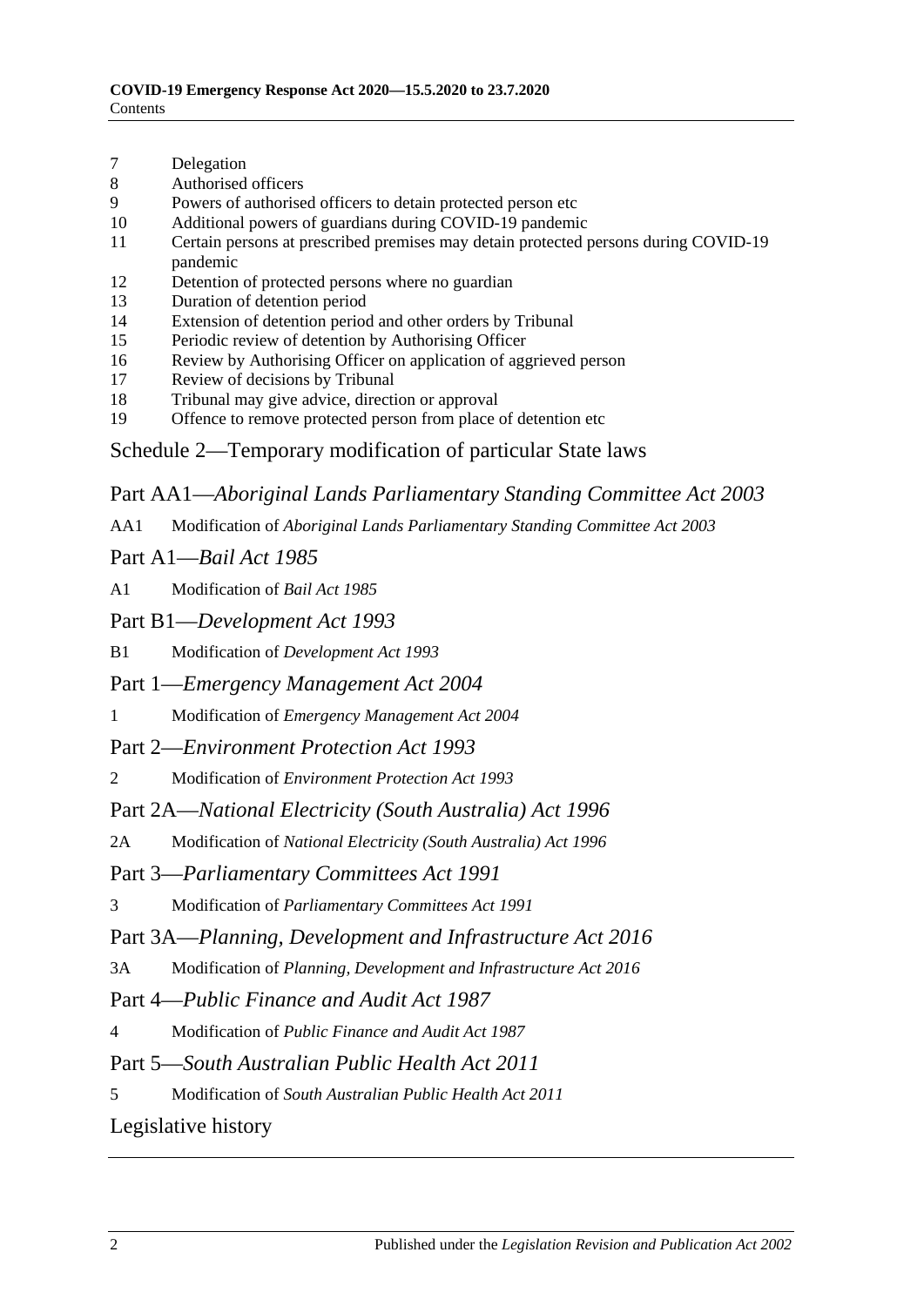7 Delegation
8 Authorised officers
9 Powers of authorised officers to detain protected person etc
10 Additional powers of guardians during COVID-19 pandemic
11 Certain persons at prescribed premises may detain protected persons during COVID-19 pandemic
12 Detention of protected persons where no guardian
13 Duration of detention period
14 Extension of detention period and other orders by Tribunal
15 Periodic review of detention by Authorising Officer
16 Review by Authorising Officer on application of aggrieved person
17 Review of decisions by Tribunal
18 Tribunal may give advice, direction or approval
19 Offence to remove protected person from place of detention etc

## Schedule 2—Temporary modification of particular State laws

### Part AA1—*Aboriginal Lands Parliamentary Standing Committee Act 2003*

AA1 Modification of *Aboriginal Lands Parliamentary Standing Committee Act 2003*

### Part A1—*Bail Act 1985*

A1 Modification of *Bail Act 1985*

### Part B1—*Development Act 1993*

B1 Modification of *Development Act 1993*

### Part 1—*Emergency Management Act 2004*

1 Modification of *Emergency Management Act 2004*

### Part 2—*Environment Protection Act 1993*

2 Modification of *Environment Protection Act 1993*

### Part 2A—*National Electricity (South Australia) Act 1996*

2A Modification of *National Electricity (South Australia) Act 1996*

### Part 3—*Parliamentary Committees Act 1991*

3 Modification of *Parliamentary Committees Act 1991*

### Part 3A—*Planning, Development and Infrastructure Act 2016*

3A Modification of *Planning, Development and Infrastructure Act 2016*

### Part 4—*Public Finance and Audit Act 1987*

4 Modification of *Public Finance and Audit Act 1987*

### Part 5—*South Australian Public Health Act 2011*

5 Modification of *South Australian Public Health Act 2011*

## Legislative history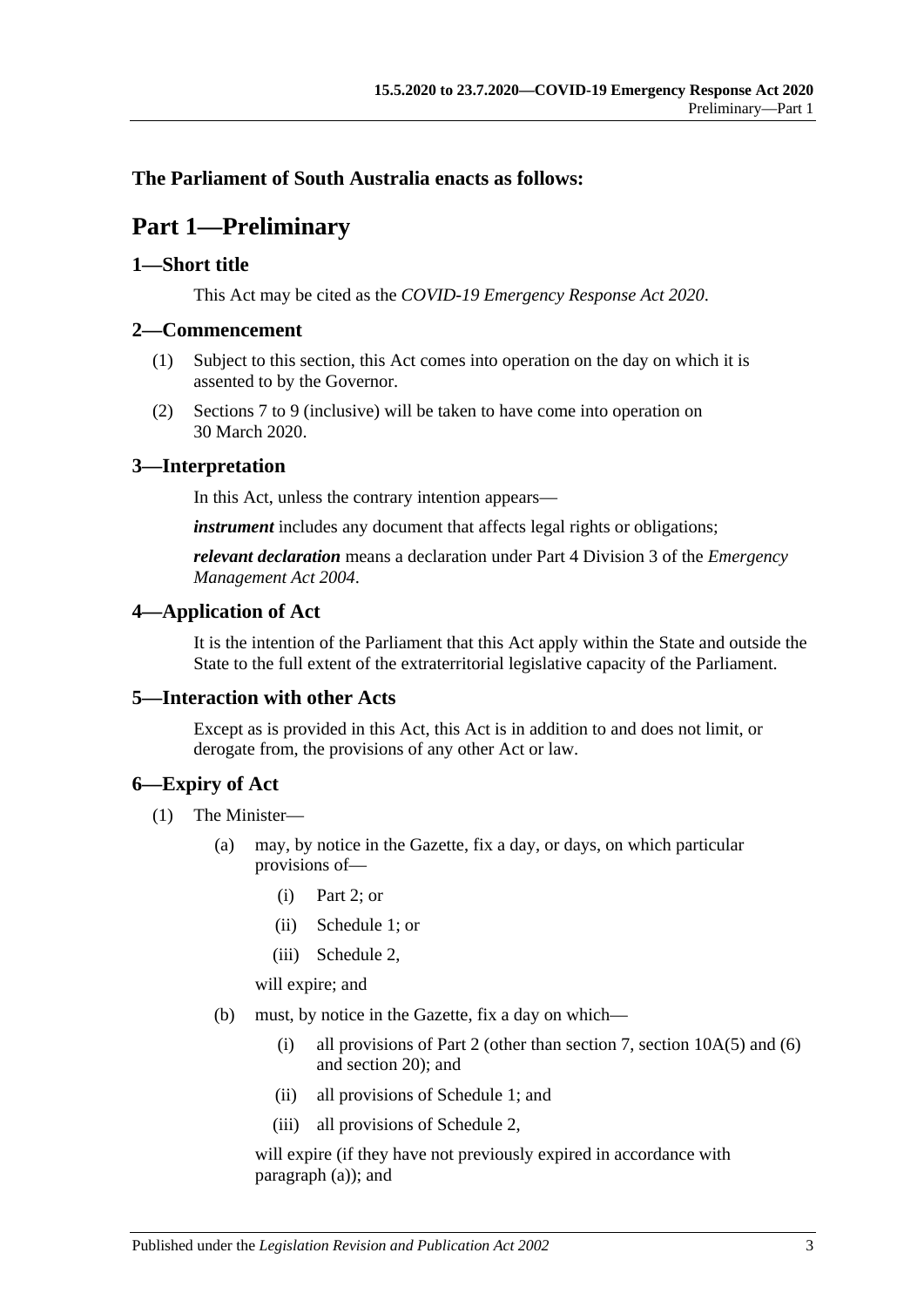**The Parliament of South Australia enacts as follows:**

# Part 1—Preliminary

## 1—Short title

This Act may be cited as the *COVID-19 Emergency Response Act 2020*.

## 2—Commencement

(1) Subject to this section, this Act comes into operation on the day on which it is assented to by the Governor.

(2) Sections 7 to 9 (inclusive) will be taken to have come into operation on 30 March 2020.

## 3—Interpretation

In this Act, unless the contrary intention appears—

***instrument*** includes any document that affects legal rights or obligations;

***relevant declaration*** means a declaration under Part 4 Division 3 of the *Emergency Management Act 2004*.

## 4—Application of Act

It is the intention of the Parliament that this Act apply within the State and outside the State to the full extent of the extraterritorial legislative capacity of the Parliament.

## 5—Interaction with other Acts

Except as is provided in this Act, this Act is in addition to and does not limit, or derogate from, the provisions of any other Act or law.

## 6—Expiry of Act

(1) The Minister—

- (a) may, by notice in the Gazette, fix a day, or days, on which particular provisions of—
  - (i) Part 2; or
  - (ii) Schedule 1; or
  - (iii) Schedule 2,

  will expire; and

- (b) must, by notice in the Gazette, fix a day on which—
  - (i) all provisions of Part 2 (other than section 7, section 10A(5) and (6) and section 20); and
  - (ii) all provisions of Schedule 1; and
  - (iii) all provisions of Schedule 2,

  will expire (if they have not previously expired in accordance with paragraph (a)); and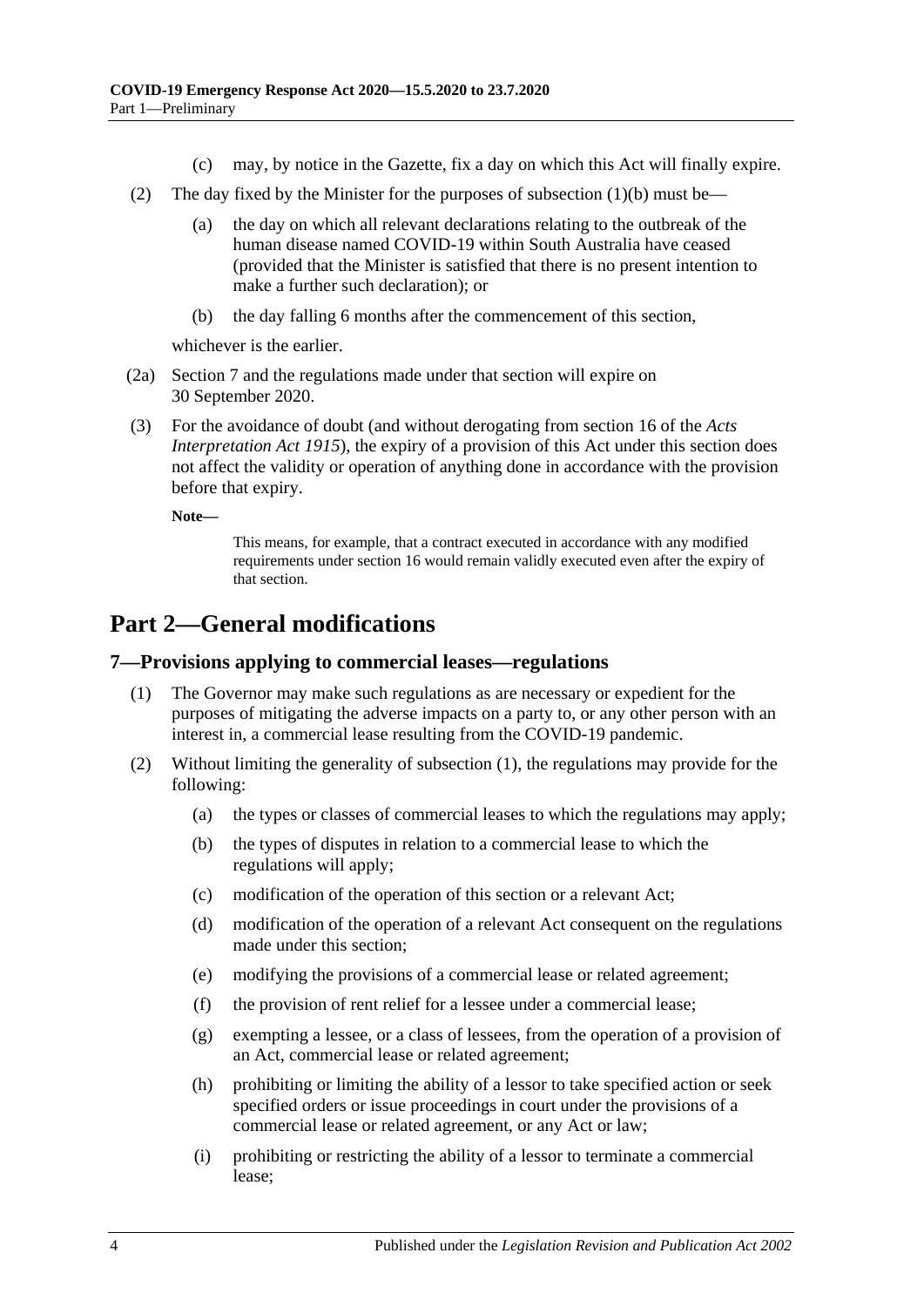(c) may, by notice in the Gazette, fix a day on which this Act will finally expire.

(2) The day fixed by the Minister for the purposes of subsection (1)(b) must be—

(a) the day on which all relevant declarations relating to the outbreak of the human disease named COVID-19 within South Australia have ceased (provided that the Minister is satisfied that there is no present intention to make a further such declaration); or

(b) the day falling 6 months after the commencement of this section,

whichever is the earlier.

(2a) Section 7 and the regulations made under that section will expire on 30 September 2020.

(3) For the avoidance of doubt (and without derogating from section 16 of the *Acts Interpretation Act 1915*), the expiry of a provision of this Act under this section does not affect the validity or operation of anything done in accordance with the provision before that expiry.

**Note—**

This means, for example, that a contract executed in accordance with any modified requirements under section 16 would remain validly executed even after the expiry of that section.

## Part 2—General modifications

### 7—Provisions applying to commercial leases—regulations

(1) The Governor may make such regulations as are necessary or expedient for the purposes of mitigating the adverse impacts on a party to, or any other person with an interest in, a commercial lease resulting from the COVID-19 pandemic.

(2) Without limiting the generality of subsection (1), the regulations may provide for the following:

(a) the types or classes of commercial leases to which the regulations may apply;

(b) the types of disputes in relation to a commercial lease to which the regulations will apply;

(c) modification of the operation of this section or a relevant Act;

(d) modification of the operation of a relevant Act consequent on the regulations made under this section;

(e) modifying the provisions of a commercial lease or related agreement;

(f) the provision of rent relief for a lessee under a commercial lease;

(g) exempting a lessee, or a class of lessees, from the operation of a provision of an Act, commercial lease or related agreement;

(h) prohibiting or limiting the ability of a lessor to take specified action or seek specified orders or issue proceedings in court under the provisions of a commercial lease or related agreement, or any Act or law;

(i) prohibiting or restricting the ability of a lessor to terminate a commercial lease;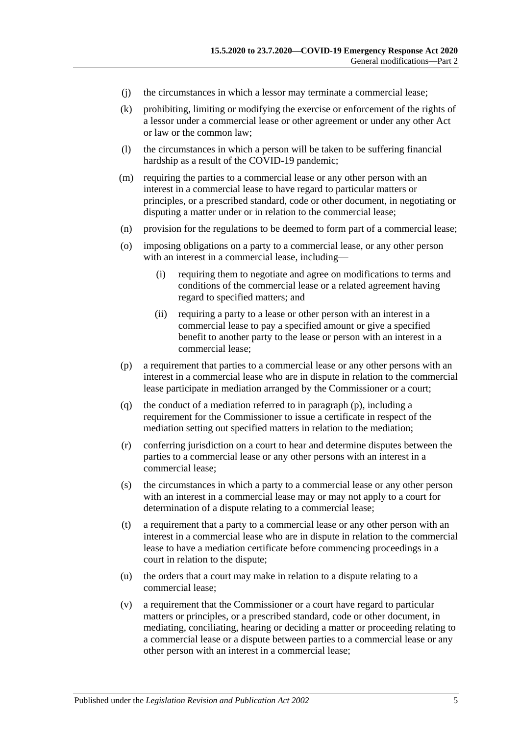(j) the circumstances in which a lessor may terminate a commercial lease;

(k) prohibiting, limiting or modifying the exercise or enforcement of the rights of a lessor under a commercial lease or other agreement or under any other Act or law or the common law;

(l) the circumstances in which a person will be taken to be suffering financial hardship as a result of the COVID-19 pandemic;

(m) requiring the parties to a commercial lease or any other person with an interest in a commercial lease to have regard to particular matters or principles, or a prescribed standard, code or other document, in negotiating or disputing a matter under or in relation to the commercial lease;

(n) provision for the regulations to be deemed to form part of a commercial lease;

(o) imposing obligations on a party to a commercial lease, or any other person with an interest in a commercial lease, including—

  (i) requiring them to negotiate and agree on modifications to terms and conditions of the commercial lease or a related agreement having regard to specified matters; and

  (ii) requiring a party to a lease or other person with an interest in a commercial lease to pay a specified amount or give a specified benefit to another party to the lease or person with an interest in a commercial lease;

(p) a requirement that parties to a commercial lease or any other persons with an interest in a commercial lease who are in dispute in relation to the commercial lease participate in mediation arranged by the Commissioner or a court;

(q) the conduct of a mediation referred to in paragraph (p), including a requirement for the Commissioner to issue a certificate in respect of the mediation setting out specified matters in relation to the mediation;

(r) conferring jurisdiction on a court to hear and determine disputes between the parties to a commercial lease or any other persons with an interest in a commercial lease;

(s) the circumstances in which a party to a commercial lease or any other person with an interest in a commercial lease may or may not apply to a court for determination of a dispute relating to a commercial lease;

(t) a requirement that a party to a commercial lease or any other person with an interest in a commercial lease who are in dispute in relation to the commercial lease to have a mediation certificate before commencing proceedings in a court in relation to the dispute;

(u) the orders that a court may make in relation to a dispute relating to a commercial lease;

(v) a requirement that the Commissioner or a court have regard to particular matters or principles, or a prescribed standard, code or other document, in mediating, conciliating, hearing or deciding a matter or proceeding relating to a commercial lease or a dispute between parties to a commercial lease or any other person with an interest in a commercial lease;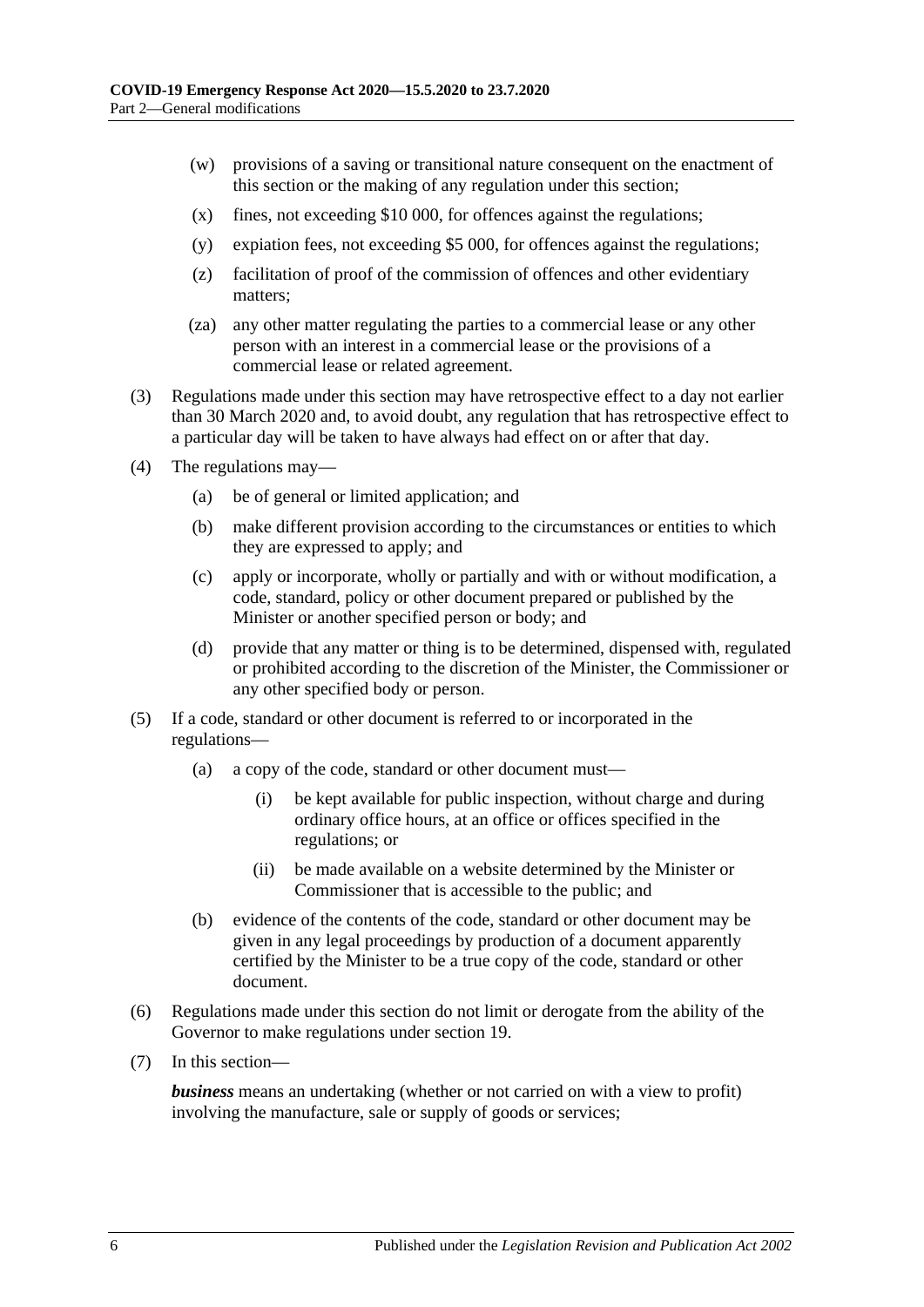(w) provisions of a saving or transitional nature consequent on the enactment of this section or the making of any regulation under this section;

(x) fines, not exceeding $10 000, for offences against the regulations;

(y) expiation fees, not exceeding $5 000, for offences against the regulations;

(z) facilitation of proof of the commission of offences and other evidentiary matters;

(za) any other matter regulating the parties to a commercial lease or any other person with an interest in a commercial lease or the provisions of a commercial lease or related agreement.

(3) Regulations made under this section may have retrospective effect to a day not earlier than 30 March 2020 and, to avoid doubt, any regulation that has retrospective effect to a particular day will be taken to have always had effect on or after that day.

(4) The regulations may—

(a) be of general or limited application; and

(b) make different provision according to the circumstances or entities to which they are expressed to apply; and

(c) apply or incorporate, wholly or partially and with or without modification, a code, standard, policy or other document prepared or published by the Minister or another specified person or body; and

(d) provide that any matter or thing is to be determined, dispensed with, regulated or prohibited according to the discretion of the Minister, the Commissioner or any other specified body or person.

(5) If a code, standard or other document is referred to or incorporated in the regulations—

(a) a copy of the code, standard or other document must—

(i) be kept available for public inspection, without charge and during ordinary office hours, at an office or offices specified in the regulations; or

(ii) be made available on a website determined by the Minister or Commissioner that is accessible to the public; and

(b) evidence of the contents of the code, standard or other document may be given in any legal proceedings by production of a document apparently certified by the Minister to be a true copy of the code, standard or other document.

(6) Regulations made under this section do not limit or derogate from the ability of the Governor to make regulations under section 19.

(7) In this section—

***business*** means an undertaking (whether or not carried on with a view to profit) involving the manufacture, sale or supply of goods or services;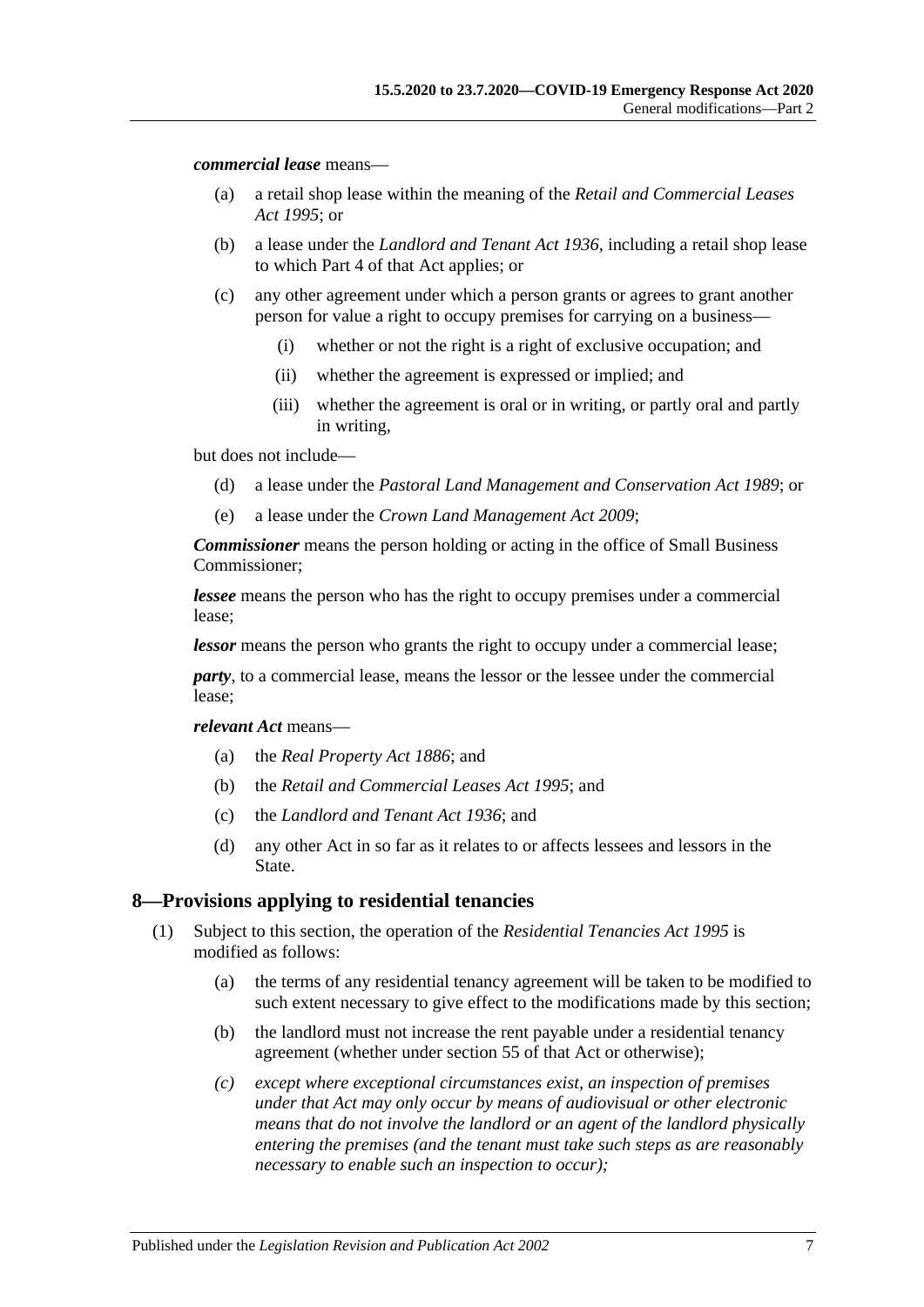***commercial lease*** means—

(a) a retail shop lease within the meaning of the *Retail and Commercial Leases Act 1995*; or

(b) a lease under the *Landlord and Tenant Act 1936*, including a retail shop lease to which Part 4 of that Act applies; or

(c) any other agreement under which a person grants or agrees to grant another person for value a right to occupy premises for carrying on a business—

  (i) whether or not the right is a right of exclusive occupation; and

  (ii) whether the agreement is expressed or implied; and

  (iii) whether the agreement is oral or in writing, or partly oral and partly in writing,

but does not include—

(d) a lease under the *Pastoral Land Management and Conservation Act 1989*; or

(e) a lease under the *Crown Land Management Act 2009*;

***Commissioner*** means the person holding or acting in the office of Small Business Commissioner;

***lessee*** means the person who has the right to occupy premises under a commercial lease;

***lessor*** means the person who grants the right to occupy under a commercial lease;

***party***, to a commercial lease, means the lessor or the lessee under the commercial lease;

***relevant Act*** means—

(a) the *Real Property Act 1886*; and

(b) the *Retail and Commercial Leases Act 1995*; and

(c) the *Landlord and Tenant Act 1936*; and

(d) any other Act in so far as it relates to or affects lessees and lessors in the State.

## 8—Provisions applying to residential tenancies

(1) Subject to this section, the operation of the *Residential Tenancies Act 1995* is modified as follows:

  (a) the terms of any residential tenancy agreement will be taken to be modified to such extent necessary to give effect to the modifications made by this section;

  (b) the landlord must not increase the rent payable under a residential tenancy agreement (whether under section 55 of that Act or otherwise);

  *(c) except where exceptional circumstances exist, an inspection of premises under that Act may only occur by means of audiovisual or other electronic means that do not involve the landlord or an agent of the landlord physically entering the premises (and the tenant must take such steps as are reasonably necessary to enable such an inspection to occur);*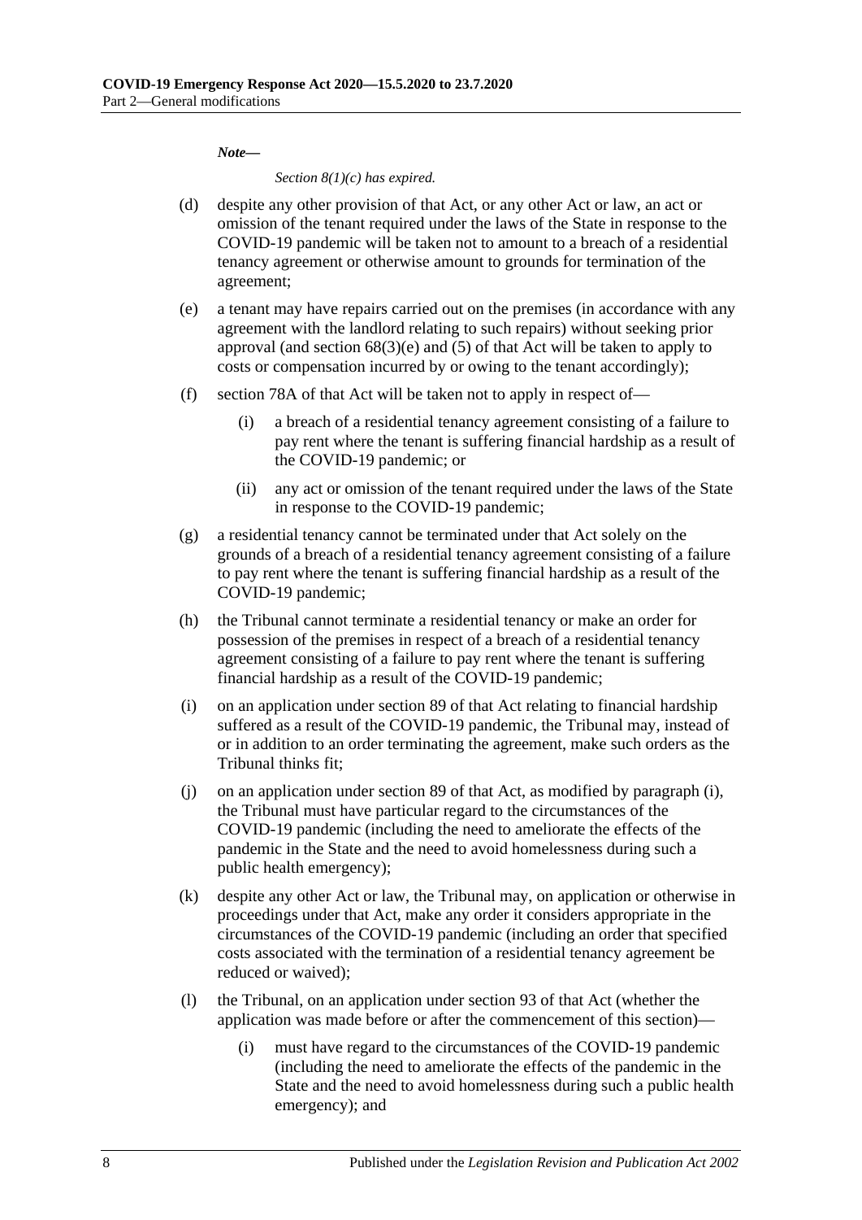*Note—*

*Section 8(1)(c) has expired.*

(d) despite any other provision of that Act, or any other Act or law, an act or omission of the tenant required under the laws of the State in response to the COVID-19 pandemic will be taken not to amount to a breach of a residential tenancy agreement or otherwise amount to grounds for termination of the agreement;

(e) a tenant may have repairs carried out on the premises (in accordance with any agreement with the landlord relating to such repairs) without seeking prior approval (and section 68(3)(e) and (5) of that Act will be taken to apply to costs or compensation incurred by or owing to the tenant accordingly);

(f) section 78A of that Act will be taken not to apply in respect of—

  (i) a breach of a residential tenancy agreement consisting of a failure to pay rent where the tenant is suffering financial hardship as a result of the COVID-19 pandemic; or

  (ii) any act or omission of the tenant required under the laws of the State in response to the COVID-19 pandemic;

(g) a residential tenancy cannot be terminated under that Act solely on the grounds of a breach of a residential tenancy agreement consisting of a failure to pay rent where the tenant is suffering financial hardship as a result of the COVID-19 pandemic;

(h) the Tribunal cannot terminate a residential tenancy or make an order for possession of the premises in respect of a breach of a residential tenancy agreement consisting of a failure to pay rent where the tenant is suffering financial hardship as a result of the COVID-19 pandemic;

(i) on an application under section 89 of that Act relating to financial hardship suffered as a result of the COVID-19 pandemic, the Tribunal may, instead of or in addition to an order terminating the agreement, make such orders as the Tribunal thinks fit;

(j) on an application under section 89 of that Act, as modified by paragraph (i), the Tribunal must have particular regard to the circumstances of the COVID-19 pandemic (including the need to ameliorate the effects of the pandemic in the State and the need to avoid homelessness during such a public health emergency);

(k) despite any other Act or law, the Tribunal may, on application or otherwise in proceedings under that Act, make any order it considers appropriate in the circumstances of the COVID-19 pandemic (including an order that specified costs associated with the termination of a residential tenancy agreement be reduced or waived);

(l) the Tribunal, on an application under section 93 of that Act (whether the application was made before or after the commencement of this section)—

  (i) must have regard to the circumstances of the COVID-19 pandemic (including the need to ameliorate the effects of the pandemic in the State and the need to avoid homelessness during such a public health emergency); and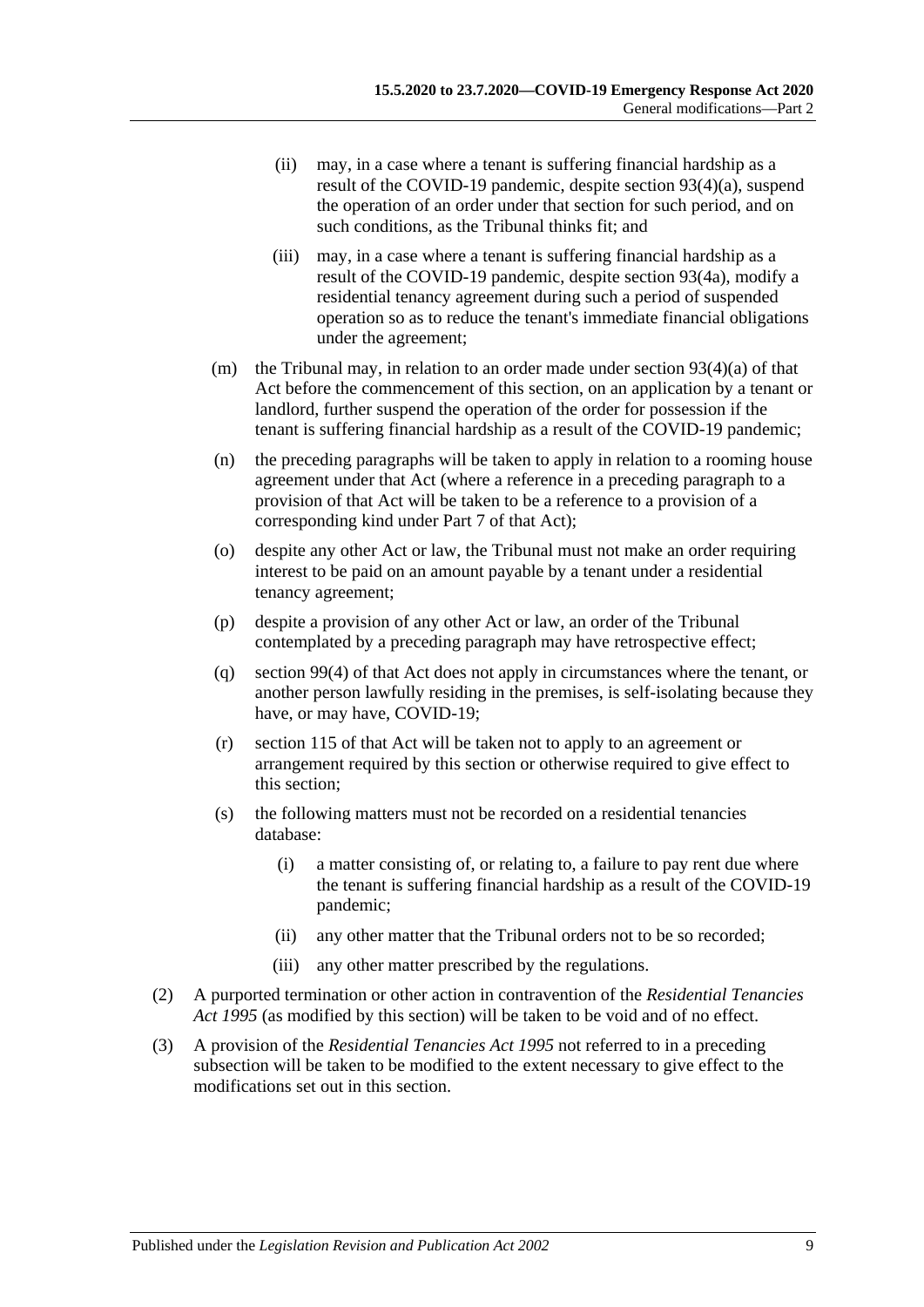(ii) may, in a case where a tenant is suffering financial hardship as a result of the COVID-19 pandemic, despite section 93(4)(a), suspend the operation of an order under that section for such period, and on such conditions, as the Tribunal thinks fit; and

(iii) may, in a case where a tenant is suffering financial hardship as a result of the COVID-19 pandemic, despite section 93(4a), modify a residential tenancy agreement during such a period of suspended operation so as to reduce the tenant's immediate financial obligations under the agreement;

(m) the Tribunal may, in relation to an order made under section 93(4)(a) of that Act before the commencement of this section, on an application by a tenant or landlord, further suspend the operation of the order for possession if the tenant is suffering financial hardship as a result of the COVID-19 pandemic;

(n) the preceding paragraphs will be taken to apply in relation to a rooming house agreement under that Act (where a reference in a preceding paragraph to a provision of that Act will be taken to be a reference to a provision of a corresponding kind under Part 7 of that Act);

(o) despite any other Act or law, the Tribunal must not make an order requiring interest to be paid on an amount payable by a tenant under a residential tenancy agreement;

(p) despite a provision of any other Act or law, an order of the Tribunal contemplated by a preceding paragraph may have retrospective effect;

(q) section 99(4) of that Act does not apply in circumstances where the tenant, or another person lawfully residing in the premises, is self-isolating because they have, or may have, COVID-19;

(r) section 115 of that Act will be taken not to apply to an agreement or arrangement required by this section or otherwise required to give effect to this section;

(s) the following matters must not be recorded on a residential tenancies database:

(i) a matter consisting of, or relating to, a failure to pay rent due where the tenant is suffering financial hardship as a result of the COVID-19 pandemic;

(ii) any other matter that the Tribunal orders not to be so recorded;

(iii) any other matter prescribed by the regulations.

(2) A purported termination or other action in contravention of the *Residential Tenancies Act 1995* (as modified by this section) will be taken to be void and of no effect.

(3) A provision of the *Residential Tenancies Act 1995* not referred to in a preceding subsection will be taken to be modified to the extent necessary to give effect to the modifications set out in this section.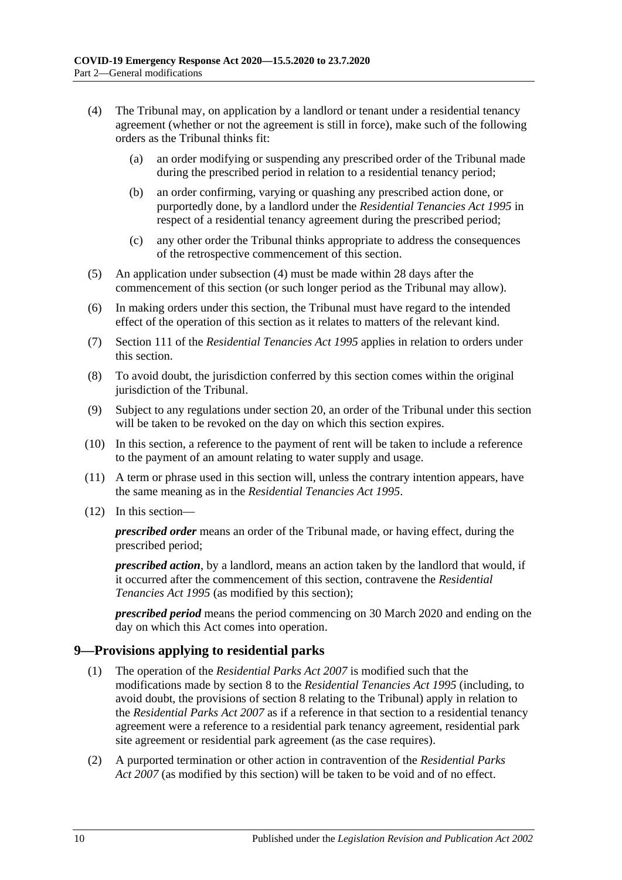(4) The Tribunal may, on application by a landlord or tenant under a residential tenancy agreement (whether or not the agreement is still in force), make such of the following orders as the Tribunal thinks fit:

(a) an order modifying or suspending any prescribed order of the Tribunal made during the prescribed period in relation to a residential tenancy period;

(b) an order confirming, varying or quashing any prescribed action done, or purportedly done, by a landlord under the *Residential Tenancies Act 1995* in respect of a residential tenancy agreement during the prescribed period;

(c) any other order the Tribunal thinks appropriate to address the consequences of the retrospective commencement of this section.

(5) An application under subsection (4) must be made within 28 days after the commencement of this section (or such longer period as the Tribunal may allow).

(6) In making orders under this section, the Tribunal must have regard to the intended effect of the operation of this section as it relates to matters of the relevant kind.

(7) Section 111 of the *Residential Tenancies Act 1995* applies in relation to orders under this section.

(8) To avoid doubt, the jurisdiction conferred by this section comes within the original jurisdiction of the Tribunal.

(9) Subject to any regulations under section 20, an order of the Tribunal under this section will be taken to be revoked on the day on which this section expires.

(10) In this section, a reference to the payment of rent will be taken to include a reference to the payment of an amount relating to water supply and usage.

(11) A term or phrase used in this section will, unless the contrary intention appears, have the same meaning as in the *Residential Tenancies Act 1995*.

(12) In this section—

***prescribed order*** means an order of the Tribunal made, or having effect, during the prescribed period;

***prescribed action***, by a landlord, means an action taken by the landlord that would, if it occurred after the commencement of this section, contravene the *Residential Tenancies Act 1995* (as modified by this section);

***prescribed period*** means the period commencing on 30 March 2020 and ending on the day on which this Act comes into operation.

## 9—Provisions applying to residential parks

(1) The operation of the *Residential Parks Act 2007* is modified such that the modifications made by section 8 to the *Residential Tenancies Act 1995* (including, to avoid doubt, the provisions of section 8 relating to the Tribunal) apply in relation to the *Residential Parks Act 2007* as if a reference in that section to a residential tenancy agreement were a reference to a residential park tenancy agreement, residential park site agreement or residential park agreement (as the case requires).

(2) A purported termination or other action in contravention of the *Residential Parks Act 2007* (as modified by this section) will be taken to be void and of no effect.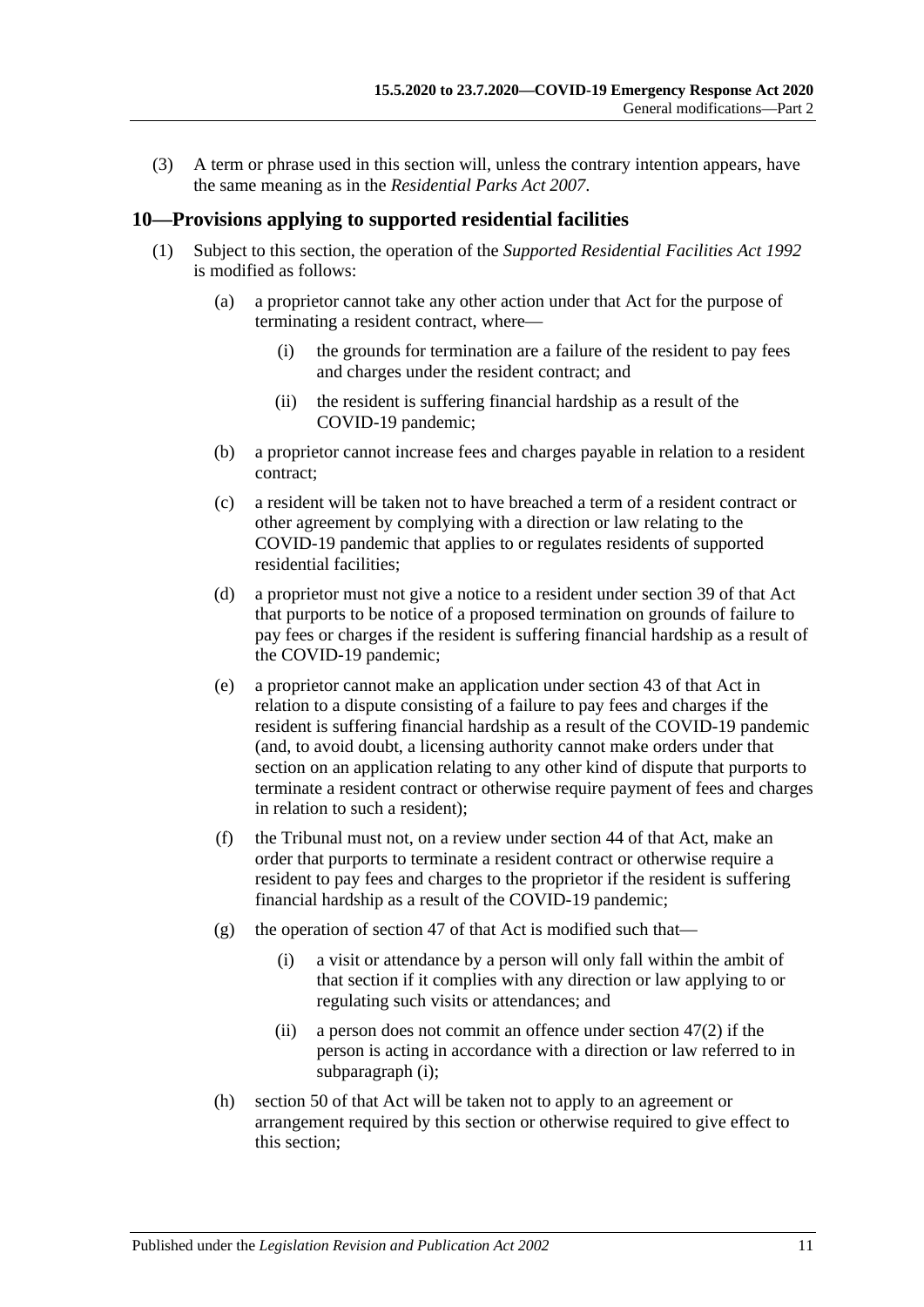(3) A term or phrase used in this section will, unless the contrary intention appears, have the same meaning as in the *Residential Parks Act 2007*.

## 10—Provisions applying to supported residential facilities

(1) Subject to this section, the operation of the *Supported Residential Facilities Act 1992* is modified as follows:

- (a) a proprietor cannot take any other action under that Act for the purpose of terminating a resident contract, where—
  - (i) the grounds for termination are a failure of the resident to pay fees and charges under the resident contract; and
  - (ii) the resident is suffering financial hardship as a result of the COVID-19 pandemic;
- (b) a proprietor cannot increase fees and charges payable in relation to a resident contract;
- (c) a resident will be taken not to have breached a term of a resident contract or other agreement by complying with a direction or law relating to the COVID-19 pandemic that applies to or regulates residents of supported residential facilities;
- (d) a proprietor must not give a notice to a resident under section 39 of that Act that purports to be notice of a proposed termination on grounds of failure to pay fees or charges if the resident is suffering financial hardship as a result of the COVID-19 pandemic;
- (e) a proprietor cannot make an application under section 43 of that Act in relation to a dispute consisting of a failure to pay fees and charges if the resident is suffering financial hardship as a result of the COVID-19 pandemic (and, to avoid doubt, a licensing authority cannot make orders under that section on an application relating to any other kind of dispute that purports to terminate a resident contract or otherwise require payment of fees and charges in relation to such a resident);
- (f) the Tribunal must not, on a review under section 44 of that Act, make an order that purports to terminate a resident contract or otherwise require a resident to pay fees and charges to the proprietor if the resident is suffering financial hardship as a result of the COVID-19 pandemic;
- (g) the operation of section 47 of that Act is modified such that—
  - (i) a visit or attendance by a person will only fall within the ambit of that section if it complies with any direction or law applying to or regulating such visits or attendances; and
  - (ii) a person does not commit an offence under section 47(2) if the person is acting in accordance with a direction or law referred to in subparagraph (i);
- (h) section 50 of that Act will be taken not to apply to an agreement or arrangement required by this section or otherwise required to give effect to this section;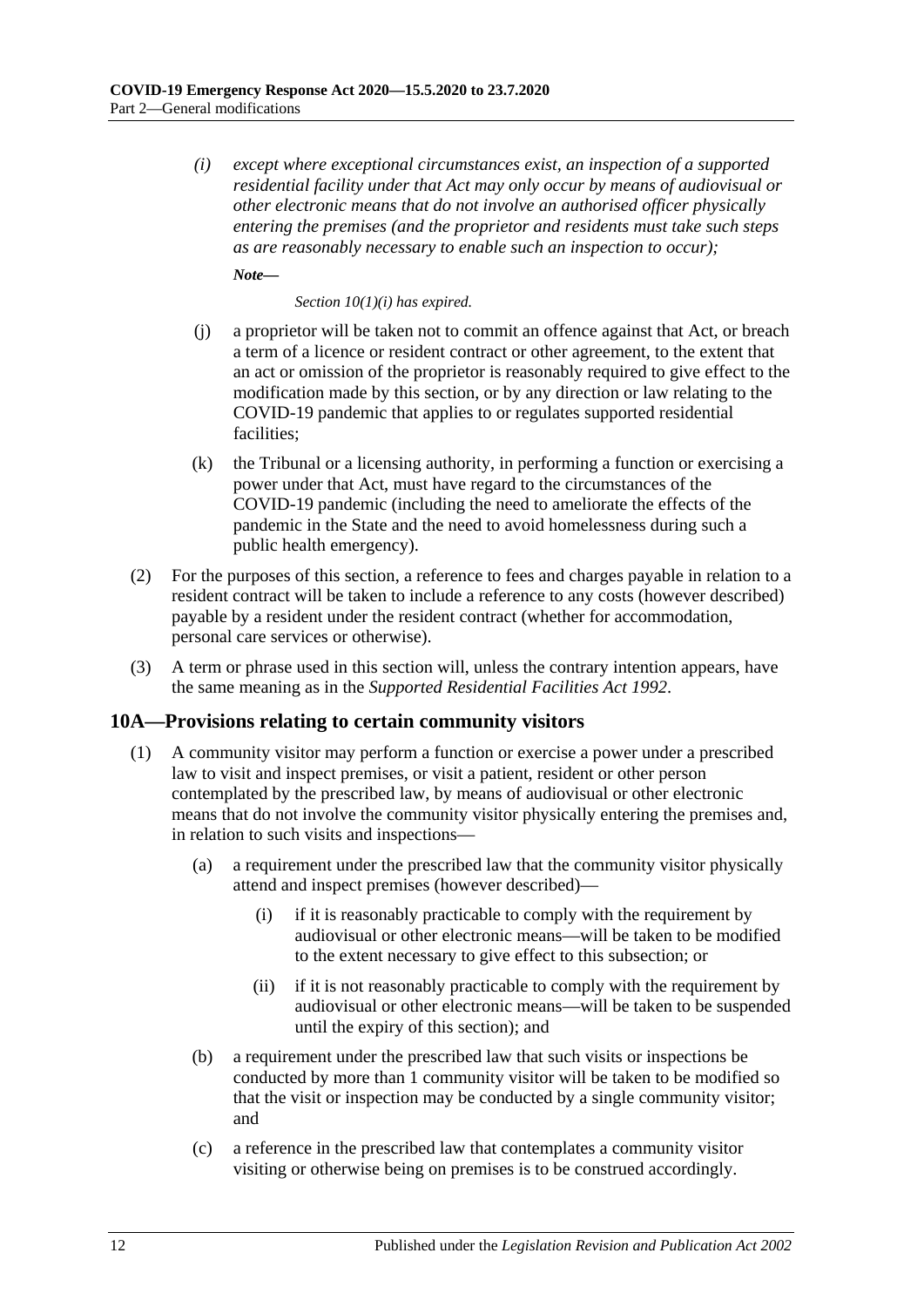*(i) except where exceptional circumstances exist, an inspection of a supported residential facility under that Act may only occur by means of audiovisual or other electronic means that do not involve an authorised officer physically entering the premises (and the proprietor and residents must take such steps as are reasonably necessary to enable such an inspection to occur);*

***Note—***

*Section 10(1)(i) has expired.*

(j) a proprietor will be taken not to commit an offence against that Act, or breach a term of a licence or resident contract or other agreement, to the extent that an act or omission of the proprietor is reasonably required to give effect to the modification made by this section, or by any direction or law relating to the COVID-19 pandemic that applies to or regulates supported residential facilities;

(k) the Tribunal or a licensing authority, in performing a function or exercising a power under that Act, must have regard to the circumstances of the COVID-19 pandemic (including the need to ameliorate the effects of the pandemic in the State and the need to avoid homelessness during such a public health emergency).

(2) For the purposes of this section, a reference to fees and charges payable in relation to a resident contract will be taken to include a reference to any costs (however described) payable by a resident under the resident contract (whether for accommodation, personal care services or otherwise).

(3) A term or phrase used in this section will, unless the contrary intention appears, have the same meaning as in the *Supported Residential Facilities Act 1992*.

## 10A—Provisions relating to certain community visitors

(1) A community visitor may perform a function or exercise a power under a prescribed law to visit and inspect premises, or visit a patient, resident or other person contemplated by the prescribed law, by means of audiovisual or other electronic means that do not involve the community visitor physically entering the premises and, in relation to such visits and inspections—

(a) a requirement under the prescribed law that the community visitor physically attend and inspect premises (however described)—

(i) if it is reasonably practicable to comply with the requirement by audiovisual or other electronic means—will be taken to be modified to the extent necessary to give effect to this subsection; or

(ii) if it is not reasonably practicable to comply with the requirement by audiovisual or other electronic means—will be taken to be suspended until the expiry of this section); and

(b) a requirement under the prescribed law that such visits or inspections be conducted by more than 1 community visitor will be taken to be modified so that the visit or inspection may be conducted by a single community visitor; and

(c) a reference in the prescribed law that contemplates a community visitor visiting or otherwise being on premises is to be construed accordingly.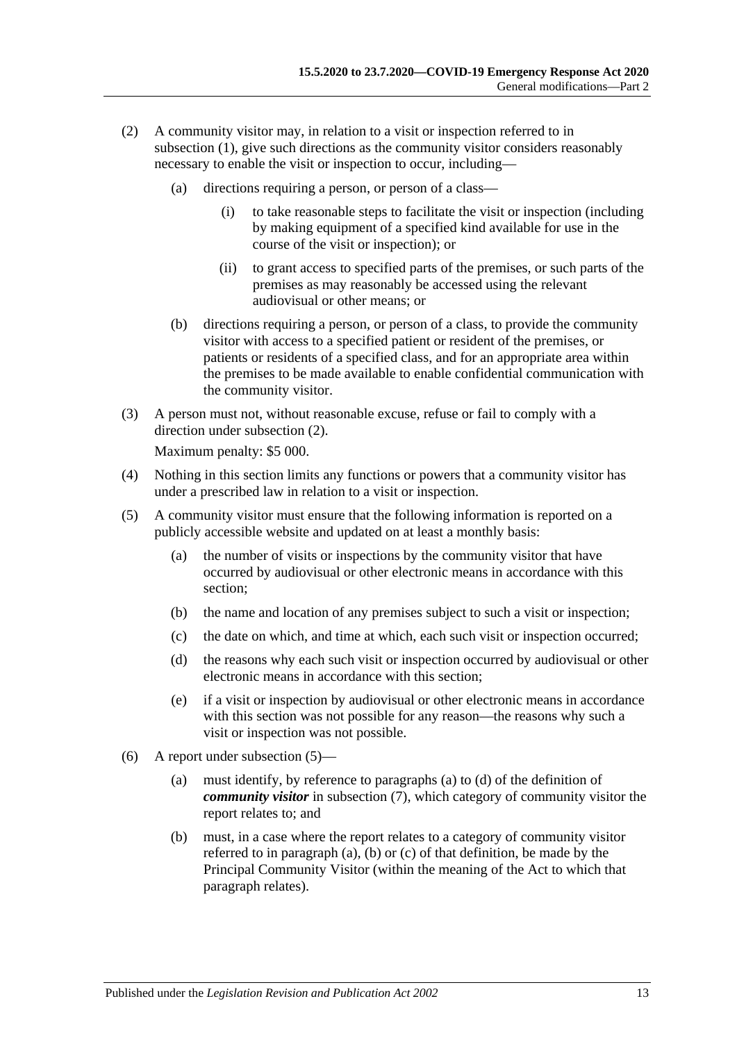(2) A community visitor may, in relation to a visit or inspection referred to in subsection (1), give such directions as the community visitor considers reasonably necessary to enable the visit or inspection to occur, including—

  (a) directions requiring a person, or person of a class—

    (i) to take reasonable steps to facilitate the visit or inspection (including by making equipment of a specified kind available for use in the course of the visit or inspection); or

    (ii) to grant access to specified parts of the premises, or such parts of the premises as may reasonably be accessed using the relevant audiovisual or other means; or

  (b) directions requiring a person, or person of a class, to provide the community visitor with access to a specified patient or resident of the premises, or patients or residents of a specified class, and for an appropriate area within the premises to be made available to enable confidential communication with the community visitor.

(3) A person must not, without reasonable excuse, refuse or fail to comply with a direction under subsection (2).

Maximum penalty: $5 000.

(4) Nothing in this section limits any functions or powers that a community visitor has under a prescribed law in relation to a visit or inspection.

(5) A community visitor must ensure that the following information is reported on a publicly accessible website and updated on at least a monthly basis:

  (a) the number of visits or inspections by the community visitor that have occurred by audiovisual or other electronic means in accordance with this section;

  (b) the name and location of any premises subject to such a visit or inspection;

  (c) the date on which, and time at which, each such visit or inspection occurred;

  (d) the reasons why each such visit or inspection occurred by audiovisual or other electronic means in accordance with this section;

  (e) if a visit or inspection by audiovisual or other electronic means in accordance with this section was not possible for any reason—the reasons why such a visit or inspection was not possible.

(6) A report under subsection (5)—

  (a) must identify, by reference to paragraphs (a) to (d) of the definition of ***community visitor*** in subsection (7), which category of community visitor the report relates to; and

  (b) must, in a case where the report relates to a category of community visitor referred to in paragraph (a), (b) or (c) of that definition, be made by the Principal Community Visitor (within the meaning of the Act to which that paragraph relates).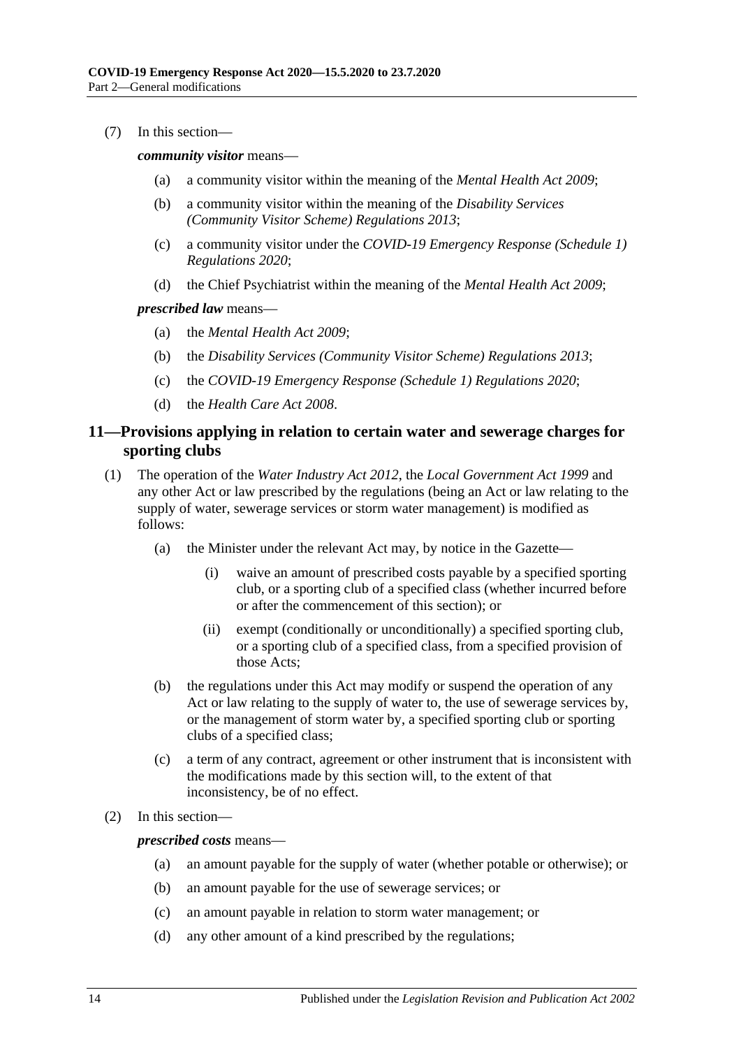(7) In this section—

***community visitor*** means—

(a) a community visitor within the meaning of the *Mental Health Act 2009*;

(b) a community visitor within the meaning of the *Disability Services (Community Visitor Scheme) Regulations 2013*;

(c) a community visitor under the *COVID-19 Emergency Response (Schedule 1) Regulations 2020*;

(d) the Chief Psychiatrist within the meaning of the *Mental Health Act 2009*;

***prescribed law*** means—

(a) the *Mental Health Act 2009*;

(b) the *Disability Services (Community Visitor Scheme) Regulations 2013*;

(c) the *COVID-19 Emergency Response (Schedule 1) Regulations 2020*;

(d) the *Health Care Act 2008*.

## 11—Provisions applying in relation to certain water and sewerage charges for sporting clubs

(1) The operation of the *Water Industry Act 2012*, the *Local Government Act 1999* and any other Act or law prescribed by the regulations (being an Act or law relating to the supply of water, sewerage services or storm water management) is modified as follows:

(a) the Minister under the relevant Act may, by notice in the Gazette—

(i) waive an amount of prescribed costs payable by a specified sporting club, or a sporting club of a specified class (whether incurred before or after the commencement of this section); or

(ii) exempt (conditionally or unconditionally) a specified sporting club, or a sporting club of a specified class, from a specified provision of those Acts;

(b) the regulations under this Act may modify or suspend the operation of any Act or law relating to the supply of water to, the use of sewerage services by, or the management of storm water by, a specified sporting club or sporting clubs of a specified class;

(c) a term of any contract, agreement or other instrument that is inconsistent with the modifications made by this section will, to the extent of that inconsistency, be of no effect.

(2) In this section—

***prescribed costs*** means—

(a) an amount payable for the supply of water (whether potable or otherwise); or

(b) an amount payable for the use of sewerage services; or

(c) an amount payable in relation to storm water management; or

(d) any other amount of a kind prescribed by the regulations;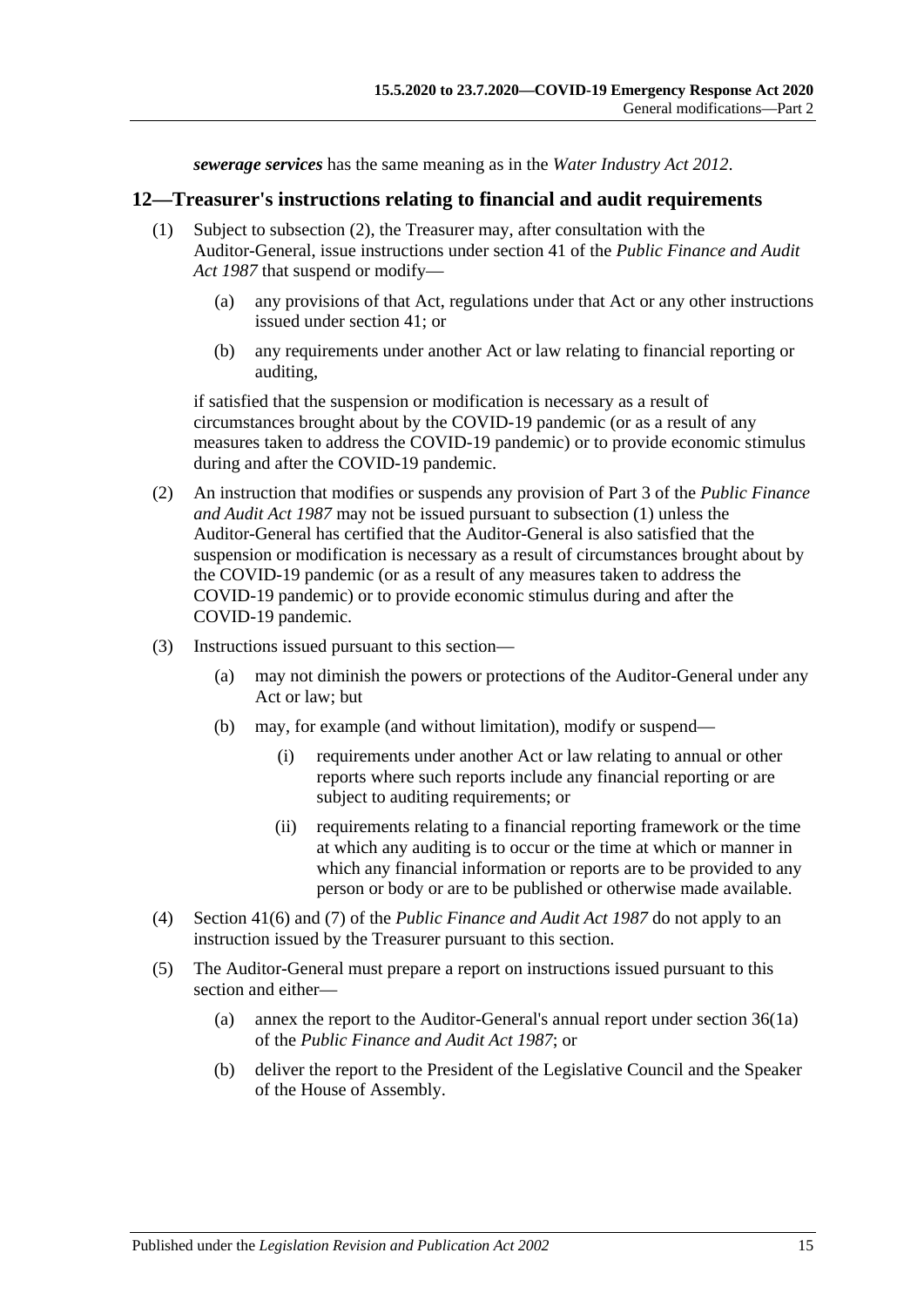***sewerage services*** has the same meaning as in the *Water Industry Act 2012*.

## 12—Treasurer's instructions relating to financial and audit requirements

(1) Subject to subsection (2), the Treasurer may, after consultation with the Auditor-General, issue instructions under section 41 of the *Public Finance and Audit Act 1987* that suspend or modify—

(a) any provisions of that Act, regulations under that Act or any other instructions issued under section 41; or

(b) any requirements under another Act or law relating to financial reporting or auditing,

if satisfied that the suspension or modification is necessary as a result of circumstances brought about by the COVID-19 pandemic (or as a result of any measures taken to address the COVID-19 pandemic) or to provide economic stimulus during and after the COVID-19 pandemic.

(2) An instruction that modifies or suspends any provision of Part 3 of the *Public Finance and Audit Act 1987* may not be issued pursuant to subsection (1) unless the Auditor-General has certified that the Auditor-General is also satisfied that the suspension or modification is necessary as a result of circumstances brought about by the COVID-19 pandemic (or as a result of any measures taken to address the COVID-19 pandemic) or to provide economic stimulus during and after the COVID-19 pandemic.

(3) Instructions issued pursuant to this section—

(a) may not diminish the powers or protections of the Auditor-General under any Act or law; but

(b) may, for example (and without limitation), modify or suspend—

(i) requirements under another Act or law relating to annual or other reports where such reports include any financial reporting or are subject to auditing requirements; or

(ii) requirements relating to a financial reporting framework or the time at which any auditing is to occur or the time at which or manner in which any financial information or reports are to be provided to any person or body or are to be published or otherwise made available.

(4) Section 41(6) and (7) of the *Public Finance and Audit Act 1987* do not apply to an instruction issued by the Treasurer pursuant to this section.

(5) The Auditor-General must prepare a report on instructions issued pursuant to this section and either—

(a) annex the report to the Auditor-General's annual report under section 36(1a) of the *Public Finance and Audit Act 1987*; or

(b) deliver the report to the President of the Legislative Council and the Speaker of the House of Assembly.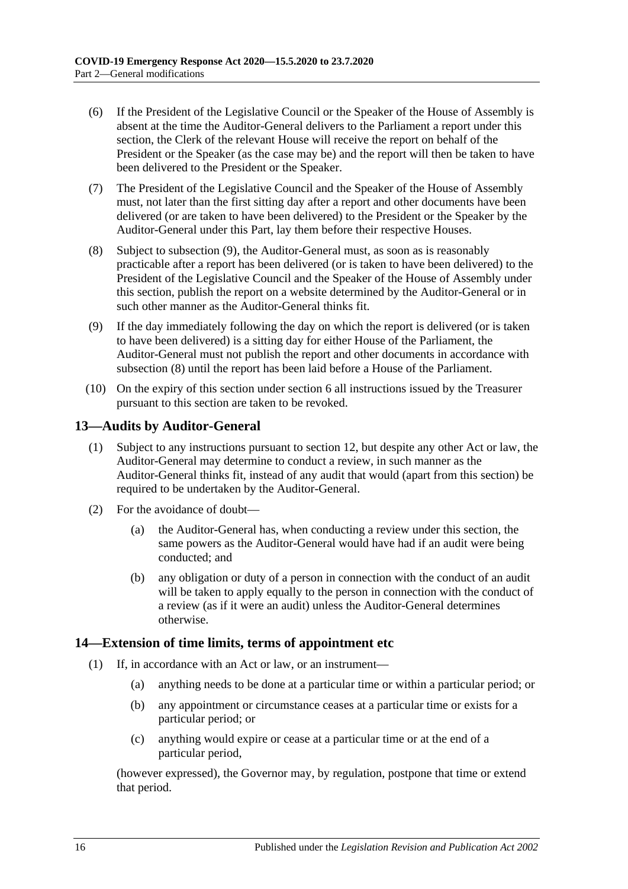(6) If the President of the Legislative Council or the Speaker of the House of Assembly is absent at the time the Auditor-General delivers to the Parliament a report under this section, the Clerk of the relevant House will receive the report on behalf of the President or the Speaker (as the case may be) and the report will then be taken to have been delivered to the President or the Speaker.

(7) The President of the Legislative Council and the Speaker of the House of Assembly must, not later than the first sitting day after a report and other documents have been delivered (or are taken to have been delivered) to the President or the Speaker by the Auditor-General under this Part, lay them before their respective Houses.

(8) Subject to subsection (9), the Auditor-General must, as soon as is reasonably practicable after a report has been delivered (or is taken to have been delivered) to the President of the Legislative Council and the Speaker of the House of Assembly under this section, publish the report on a website determined by the Auditor-General or in such other manner as the Auditor-General thinks fit.

(9) If the day immediately following the day on which the report is delivered (or is taken to have been delivered) is a sitting day for either House of the Parliament, the Auditor-General must not publish the report and other documents in accordance with subsection (8) until the report has been laid before a House of the Parliament.

(10) On the expiry of this section under section 6 all instructions issued by the Treasurer pursuant to this section are taken to be revoked.

## 13—Audits by Auditor-General

(1) Subject to any instructions pursuant to section 12, but despite any other Act or law, the Auditor-General may determine to conduct a review, in such manner as the Auditor-General thinks fit, instead of any audit that would (apart from this section) be required to be undertaken by the Auditor-General.

(2) For the avoidance of doubt—

(a) the Auditor-General has, when conducting a review under this section, the same powers as the Auditor-General would have had if an audit were being conducted; and

(b) any obligation or duty of a person in connection with the conduct of an audit will be taken to apply equally to the person in connection with the conduct of a review (as if it were an audit) unless the Auditor-General determines otherwise.

## 14—Extension of time limits, terms of appointment etc

(1) If, in accordance with an Act or law, or an instrument—

(a) anything needs to be done at a particular time or within a particular period; or

(b) any appointment or circumstance ceases at a particular time or exists for a particular period; or

(c) anything would expire or cease at a particular time or at the end of a particular period,

(however expressed), the Governor may, by regulation, postpone that time or extend that period.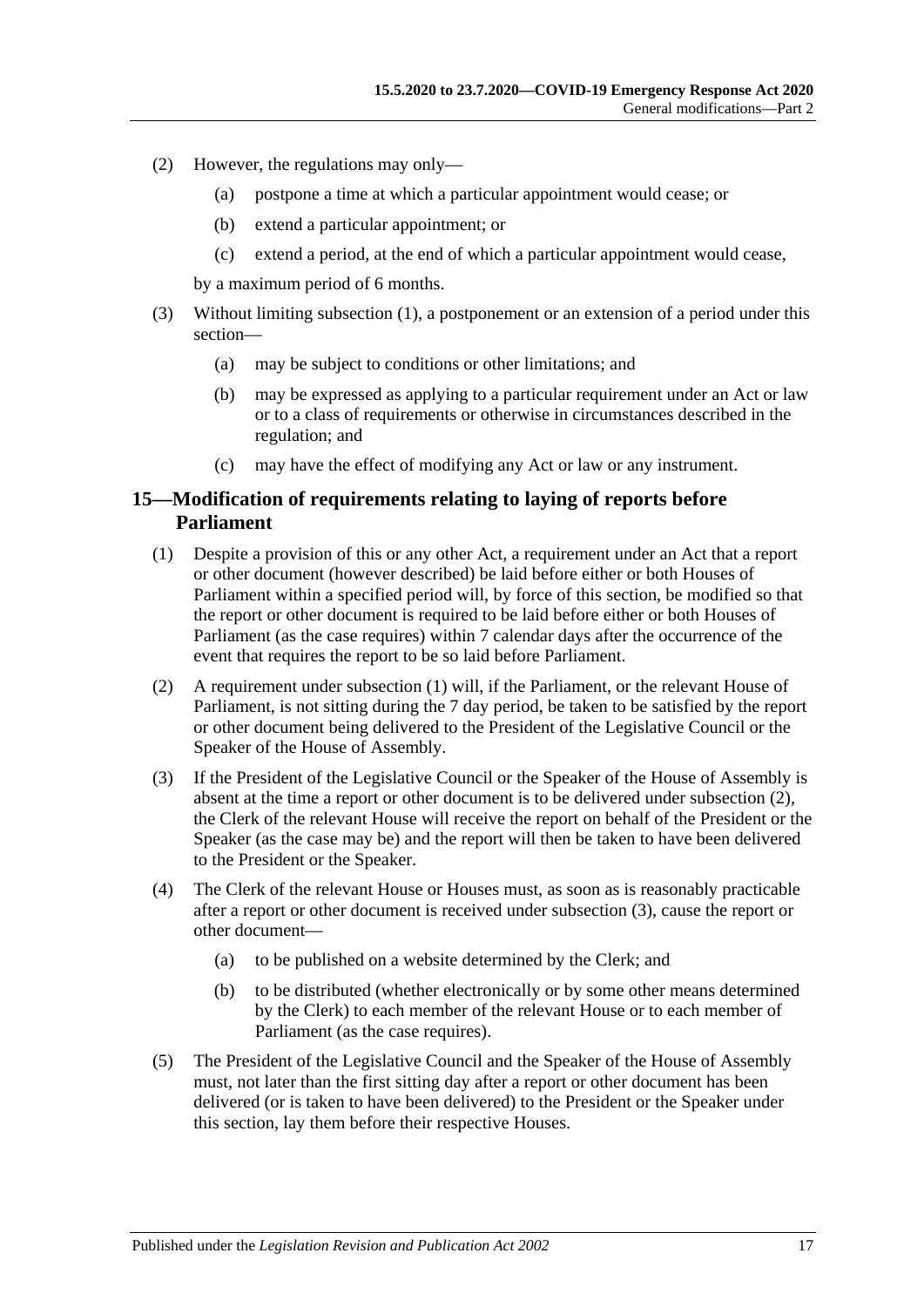(2) However, the regulations may only—

(a) postpone a time at which a particular appointment would cease; or

(b) extend a particular appointment; or

(c) extend a period, at the end of which a particular appointment would cease,

by a maximum period of 6 months.

(3) Without limiting subsection (1), a postponement or an extension of a period under this section—

(a) may be subject to conditions or other limitations; and

(b) may be expressed as applying to a particular requirement under an Act or law or to a class of requirements or otherwise in circumstances described in the regulation; and

(c) may have the effect of modifying any Act or law or any instrument.

## 15—Modification of requirements relating to laying of reports before Parliament

(1) Despite a provision of this or any other Act, a requirement under an Act that a report or other document (however described) be laid before either or both Houses of Parliament within a specified period will, by force of this section, be modified so that the report or other document is required to be laid before either or both Houses of Parliament (as the case requires) within 7 calendar days after the occurrence of the event that requires the report to be so laid before Parliament.

(2) A requirement under subsection (1) will, if the Parliament, or the relevant House of Parliament, is not sitting during the 7 day period, be taken to be satisfied by the report or other document being delivered to the President of the Legislative Council or the Speaker of the House of Assembly.

(3) If the President of the Legislative Council or the Speaker of the House of Assembly is absent at the time a report or other document is to be delivered under subsection (2), the Clerk of the relevant House will receive the report on behalf of the President or the Speaker (as the case may be) and the report will then be taken to have been delivered to the President or the Speaker.

(4) The Clerk of the relevant House or Houses must, as soon as is reasonably practicable after a report or other document is received under subsection (3), cause the report or other document—

(a) to be published on a website determined by the Clerk; and

(b) to be distributed (whether electronically or by some other means determined by the Clerk) to each member of the relevant House or to each member of Parliament (as the case requires).

(5) The President of the Legislative Council and the Speaker of the House of Assembly must, not later than the first sitting day after a report or other document has been delivered (or is taken to have been delivered) to the President or the Speaker under this section, lay them before their respective Houses.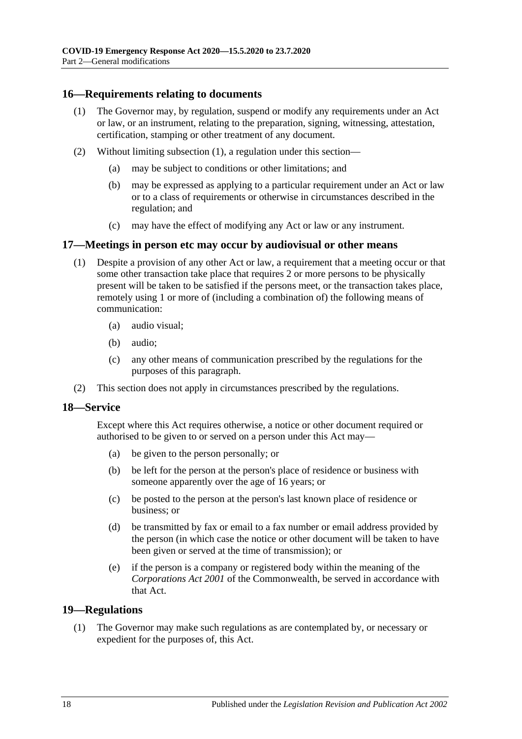## 16—Requirements relating to documents

(1) The Governor may, by regulation, suspend or modify any requirements under an Act or law, or an instrument, relating to the preparation, signing, witnessing, attestation, certification, stamping or other treatment of any document.

(2) Without limiting subsection (1), a regulation under this section—

(a) may be subject to conditions or other limitations; and

(b) may be expressed as applying to a particular requirement under an Act or law or to a class of requirements or otherwise in circumstances described in the regulation; and

(c) may have the effect of modifying any Act or law or any instrument.

## 17—Meetings in person etc may occur by audiovisual or other means

(1) Despite a provision of any other Act or law, a requirement that a meeting occur or that some other transaction take place that requires 2 or more persons to be physically present will be taken to be satisfied if the persons meet, or the transaction takes place, remotely using 1 or more of (including a combination of) the following means of communication:

(a) audio visual;

(b) audio;

(c) any other means of communication prescribed by the regulations for the purposes of this paragraph.

(2) This section does not apply in circumstances prescribed by the regulations.

## 18—Service

Except where this Act requires otherwise, a notice or other document required or authorised to be given to or served on a person under this Act may—

(a) be given to the person personally; or

(b) be left for the person at the person's place of residence or business with someone apparently over the age of 16 years; or

(c) be posted to the person at the person's last known place of residence or business; or

(d) be transmitted by fax or email to a fax number or email address provided by the person (in which case the notice or other document will be taken to have been given or served at the time of transmission); or

(e) if the person is a company or registered body within the meaning of the *Corporations Act 2001* of the Commonwealth, be served in accordance with that Act.

## 19—Regulations

(1) The Governor may make such regulations as are contemplated by, or necessary or expedient for the purposes of, this Act.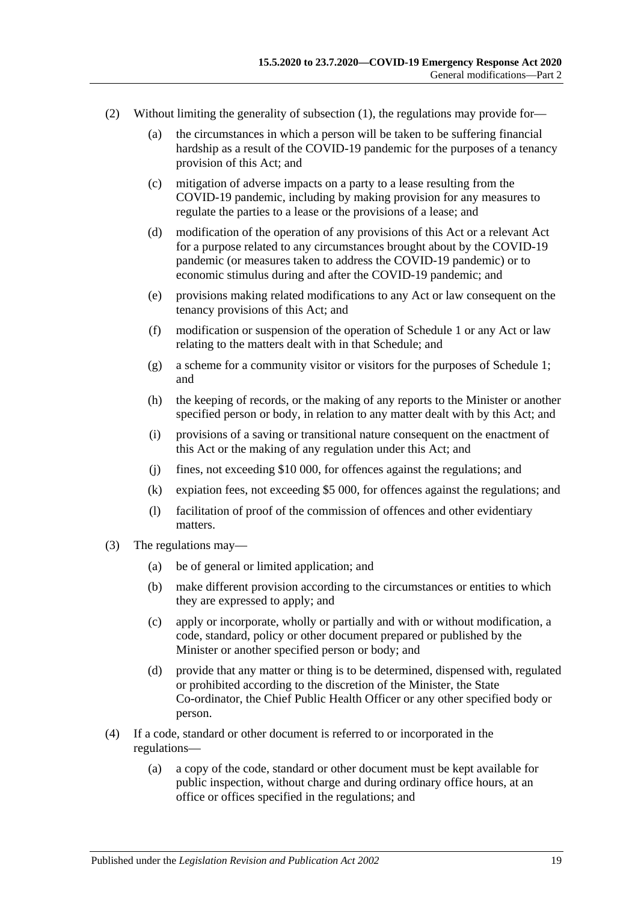(2) Without limiting the generality of subsection (1), the regulations may provide for—

(a) the circumstances in which a person will be taken to be suffering financial hardship as a result of the COVID-19 pandemic for the purposes of a tenancy provision of this Act; and

(c) mitigation of adverse impacts on a party to a lease resulting from the COVID-19 pandemic, including by making provision for any measures to regulate the parties to a lease or the provisions of a lease; and

(d) modification of the operation of any provisions of this Act or a relevant Act for a purpose related to any circumstances brought about by the COVID-19 pandemic (or measures taken to address the COVID-19 pandemic) or to economic stimulus during and after the COVID-19 pandemic; and

(e) provisions making related modifications to any Act or law consequent on the tenancy provisions of this Act; and

(f) modification or suspension of the operation of Schedule 1 or any Act or law relating to the matters dealt with in that Schedule; and

(g) a scheme for a community visitor or visitors for the purposes of Schedule 1; and

(h) the keeping of records, or the making of any reports to the Minister or another specified person or body, in relation to any matter dealt with by this Act; and

(i) provisions of a saving or transitional nature consequent on the enactment of this Act or the making of any regulation under this Act; and

(j) fines, not exceeding $10 000, for offences against the regulations; and

(k) expiation fees, not exceeding $5 000, for offences against the regulations; and

(l) facilitation of proof of the commission of offences and other evidentiary matters.

(3) The regulations may—

(a) be of general or limited application; and

(b) make different provision according to the circumstances or entities to which they are expressed to apply; and

(c) apply or incorporate, wholly or partially and with or without modification, a code, standard, policy or other document prepared or published by the Minister or another specified person or body; and

(d) provide that any matter or thing is to be determined, dispensed with, regulated or prohibited according to the discretion of the Minister, the State Co-ordinator, the Chief Public Health Officer or any other specified body or person.

(4) If a code, standard or other document is referred to or incorporated in the regulations—

(a) a copy of the code, standard or other document must be kept available for public inspection, without charge and during ordinary office hours, at an office or offices specified in the regulations; and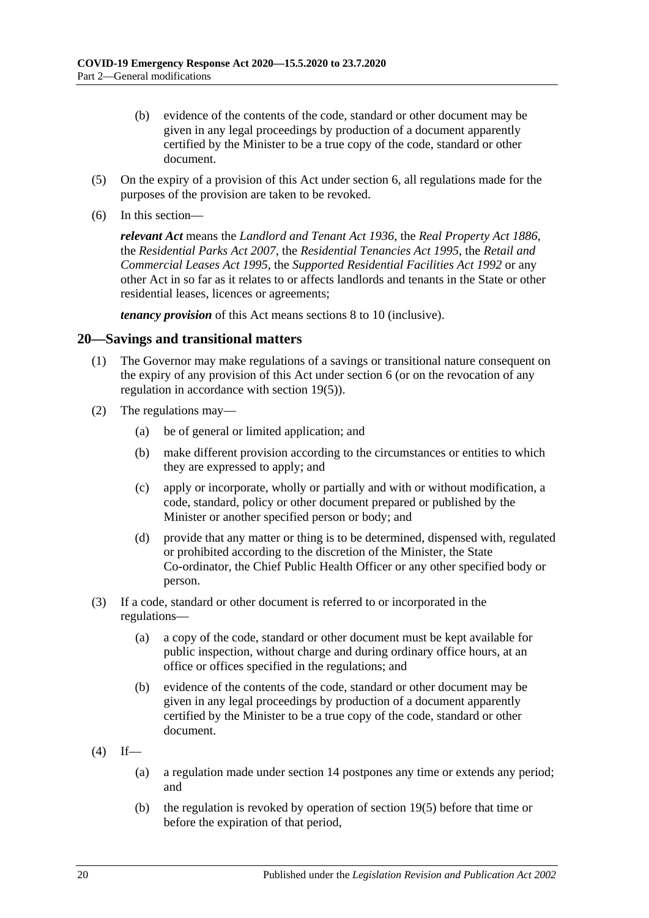(b) evidence of the contents of the code, standard or other document may be given in any legal proceedings by production of a document apparently certified by the Minister to be a true copy of the code, standard or other document.

(5) On the expiry of a provision of this Act under section 6, all regulations made for the purposes of the provision are taken to be revoked.

(6) In this section—

***relevant Act*** means the *Landlord and Tenant Act 1936*, the *Real Property Act 1886*, the *Residential Parks Act 2007*, the *Residential Tenancies Act 1995*, the *Retail and Commercial Leases Act 1995*, the *Supported Residential Facilities Act 1992* or any other Act in so far as it relates to or affects landlords and tenants in the State or other residential leases, licences or agreements;

***tenancy provision*** of this Act means sections 8 to 10 (inclusive).

## 20—Savings and transitional matters

(1) The Governor may make regulations of a savings or transitional nature consequent on the expiry of any provision of this Act under section 6 (or on the revocation of any regulation in accordance with section 19(5)).

(2) The regulations may—

(a) be of general or limited application; and

(b) make different provision according to the circumstances or entities to which they are expressed to apply; and

(c) apply or incorporate, wholly or partially and with or without modification, a code, standard, policy or other document prepared or published by the Minister or another specified person or body; and

(d) provide that any matter or thing is to be determined, dispensed with, regulated or prohibited according to the discretion of the Minister, the State Co-ordinator, the Chief Public Health Officer or any other specified body or person.

(3) If a code, standard or other document is referred to or incorporated in the regulations—

(a) a copy of the code, standard or other document must be kept available for public inspection, without charge and during ordinary office hours, at an office or offices specified in the regulations; and

(b) evidence of the contents of the code, standard or other document may be given in any legal proceedings by production of a document apparently certified by the Minister to be a true copy of the code, standard or other document.

(4) If—

(a) a regulation made under section 14 postpones any time or extends any period; and

(b) the regulation is revoked by operation of section 19(5) before that time or before the expiration of that period,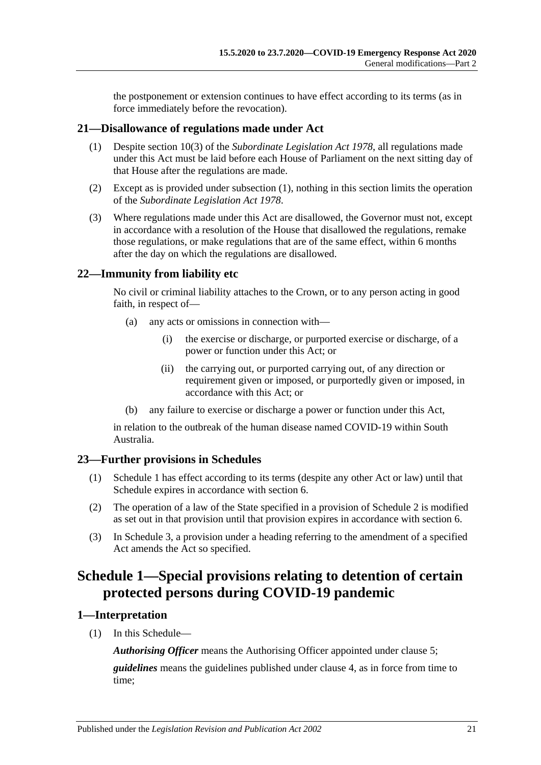the postponement or extension continues to have effect according to its terms (as in force immediately before the revocation).

### 21—Disallowance of regulations made under Act

(1) Despite section 10(3) of the *Subordinate Legislation Act 1978*, all regulations made under this Act must be laid before each House of Parliament on the next sitting day of that House after the regulations are made.

(2) Except as is provided under subsection (1), nothing in this section limits the operation of the *Subordinate Legislation Act 1978*.

(3) Where regulations made under this Act are disallowed, the Governor must not, except in accordance with a resolution of the House that disallowed the regulations, remake those regulations, or make regulations that are of the same effect, within 6 months after the day on which the regulations are disallowed.

### 22—Immunity from liability etc

No civil or criminal liability attaches to the Crown, or to any person acting in good faith, in respect of—

(a) any acts or omissions in connection with—

(i) the exercise or discharge, or purported exercise or discharge, of a power or function under this Act; or

(ii) the carrying out, or purported carrying out, of any direction or requirement given or imposed, or purportedly given or imposed, in accordance with this Act; or

(b) any failure to exercise or discharge a power or function under this Act,

in relation to the outbreak of the human disease named COVID-19 within South Australia.

### 23—Further provisions in Schedules

(1) Schedule 1 has effect according to its terms (despite any other Act or law) until that Schedule expires in accordance with section 6.

(2) The operation of a law of the State specified in a provision of Schedule 2 is modified as set out in that provision until that provision expires in accordance with section 6.

(3) In Schedule 3, a provision under a heading referring to the amendment of a specified Act amends the Act so specified.

## Schedule 1—Special provisions relating to detention of certain protected persons during COVID-19 pandemic

### 1—Interpretation

(1) In this Schedule—

***Authorising Officer*** means the Authorising Officer appointed under clause 5;

***guidelines*** means the guidelines published under clause 4, as in force from time to time;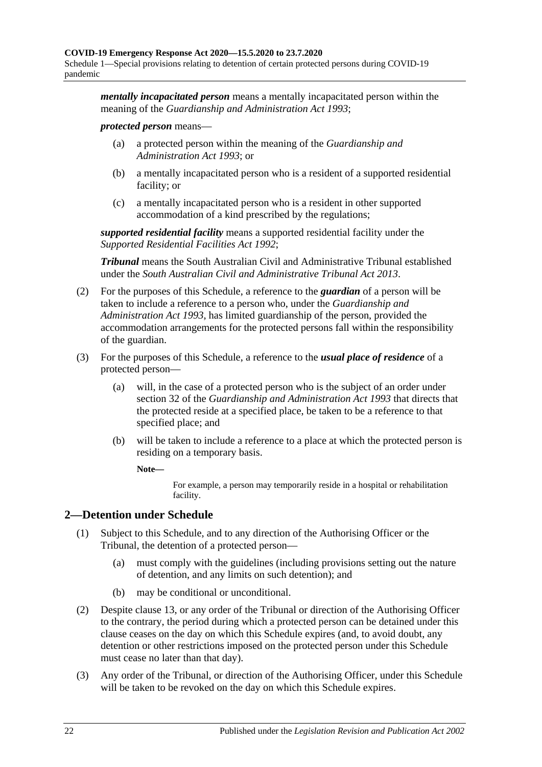***mentally incapacitated person*** means a mentally incapacitated person within the meaning of the *Guardianship and Administration Act 1993*;

***protected person*** means—

(a) a protected person within the meaning of the *Guardianship and Administration Act 1993*; or

(b) a mentally incapacitated person who is a resident of a supported residential facility; or

(c) a mentally incapacitated person who is a resident in other supported accommodation of a kind prescribed by the regulations;

***supported residential facility*** means a supported residential facility under the *Supported Residential Facilities Act 1992*;

***Tribunal*** means the South Australian Civil and Administrative Tribunal established under the *South Australian Civil and Administrative Tribunal Act 2013*.

(2) For the purposes of this Schedule, a reference to the ***guardian*** of a person will be taken to include a reference to a person who, under the *Guardianship and Administration Act 1993*, has limited guardianship of the person, provided the accommodation arrangements for the protected persons fall within the responsibility of the guardian.

(3) For the purposes of this Schedule, a reference to the ***usual place of residence*** of a protected person—

(a) will, in the case of a protected person who is the subject of an order under section 32 of the *Guardianship and Administration Act 1993* that directs that the protected reside at a specified place, be taken to be a reference to that specified place; and

(b) will be taken to include a reference to a place at which the protected person is residing on a temporary basis.

**Note—**

For example, a person may temporarily reside in a hospital or rehabilitation facility.

## 2—Detention under Schedule

(1) Subject to this Schedule, and to any direction of the Authorising Officer or the Tribunal, the detention of a protected person—

(a) must comply with the guidelines (including provisions setting out the nature of detention, and any limits on such detention); and

(b) may be conditional or unconditional.

(2) Despite clause 13, or any order of the Tribunal or direction of the Authorising Officer to the contrary, the period during which a protected person can be detained under this clause ceases on the day on which this Schedule expires (and, to avoid doubt, any detention or other restrictions imposed on the protected person under this Schedule must cease no later than that day).

(3) Any order of the Tribunal, or direction of the Authorising Officer, under this Schedule will be taken to be revoked on the day on which this Schedule expires.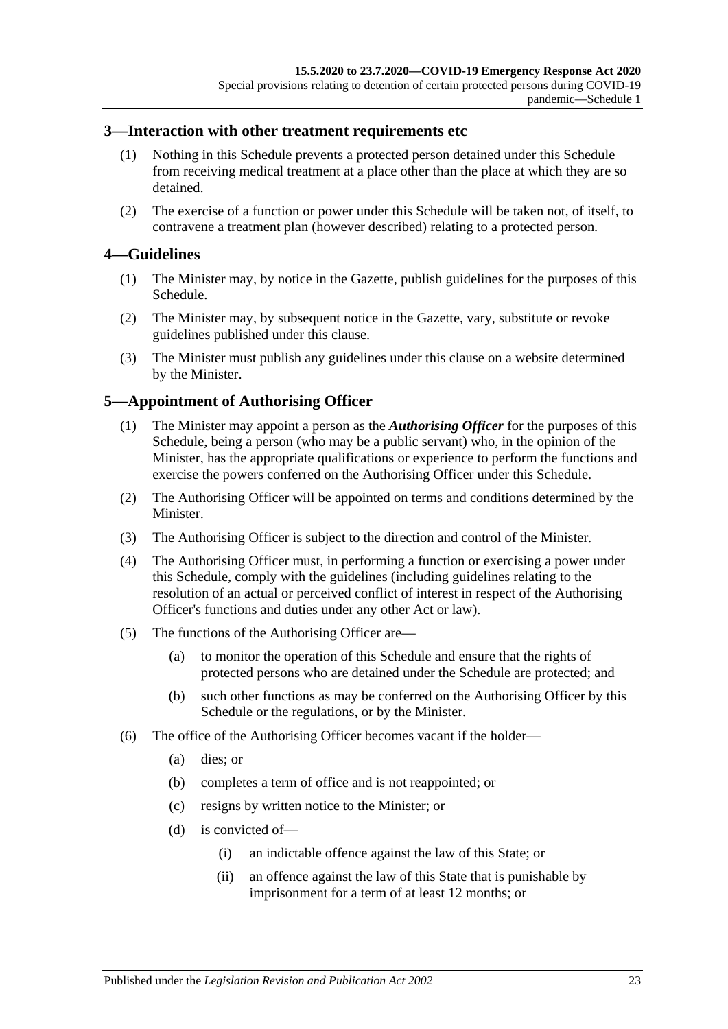## 3—Interaction with other treatment requirements etc

(1) Nothing in this Schedule prevents a protected person detained under this Schedule from receiving medical treatment at a place other than the place at which they are so detained.

(2) The exercise of a function or power under this Schedule will be taken not, of itself, to contravene a treatment plan (however described) relating to a protected person.

## 4—Guidelines

(1) The Minister may, by notice in the Gazette, publish guidelines for the purposes of this Schedule.

(2) The Minister may, by subsequent notice in the Gazette, vary, substitute or revoke guidelines published under this clause.

(3) The Minister must publish any guidelines under this clause on a website determined by the Minister.

## 5—Appointment of Authorising Officer

(1) The Minister may appoint a person as the ***Authorising Officer*** for the purposes of this Schedule, being a person (who may be a public servant) who, in the opinion of the Minister, has the appropriate qualifications or experience to perform the functions and exercise the powers conferred on the Authorising Officer under this Schedule.

(2) The Authorising Officer will be appointed on terms and conditions determined by the Minister.

(3) The Authorising Officer is subject to the direction and control of the Minister.

(4) The Authorising Officer must, in performing a function or exercising a power under this Schedule, comply with the guidelines (including guidelines relating to the resolution of an actual or perceived conflict of interest in respect of the Authorising Officer's functions and duties under any other Act or law).

(5) The functions of the Authorising Officer are—

- (a) to monitor the operation of this Schedule and ensure that the rights of protected persons who are detained under the Schedule are protected; and
- (b) such other functions as may be conferred on the Authorising Officer by this Schedule or the regulations, or by the Minister.

(6) The office of the Authorising Officer becomes vacant if the holder—

- (a) dies; or
- (b) completes a term of office and is not reappointed; or
- (c) resigns by written notice to the Minister; or
- (d) is convicted of—
    - (i) an indictable offence against the law of this State; or
    - (ii) an offence against the law of this State that is punishable by imprisonment for a term of at least 12 months; or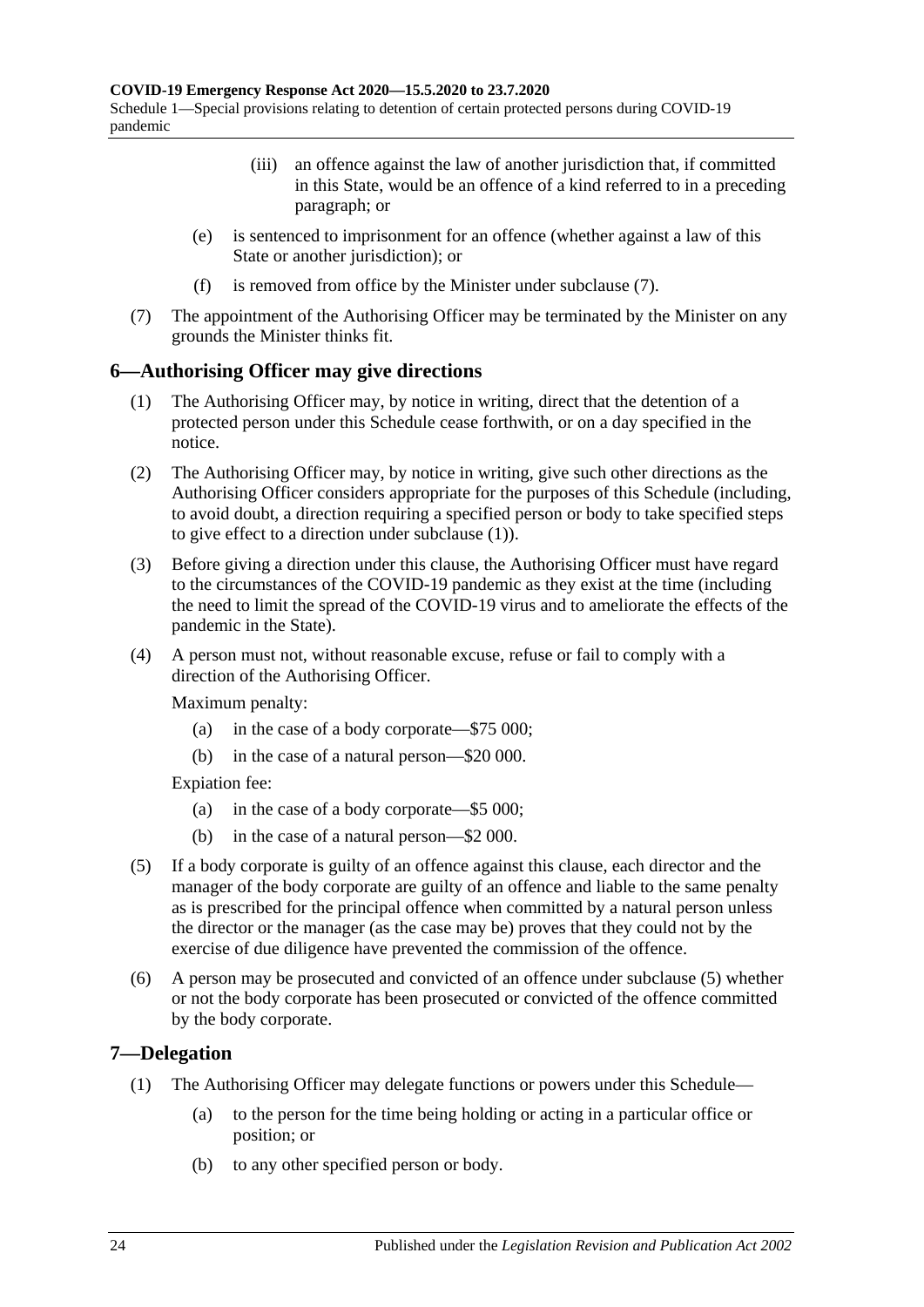(iii) an offence against the law of another jurisdiction that, if committed in this State, would be an offence of a kind referred to in a preceding paragraph; or

(e) is sentenced to imprisonment for an offence (whether against a law of this State or another jurisdiction); or

(f) is removed from office by the Minister under subclause (7).

(7) The appointment of the Authorising Officer may be terminated by the Minister on any grounds the Minister thinks fit.

## 6—Authorising Officer may give directions

(1) The Authorising Officer may, by notice in writing, direct that the detention of a protected person under this Schedule cease forthwith, or on a day specified in the notice.

(2) The Authorising Officer may, by notice in writing, give such other directions as the Authorising Officer considers appropriate for the purposes of this Schedule (including, to avoid doubt, a direction requiring a specified person or body to take specified steps to give effect to a direction under subclause (1)).

(3) Before giving a direction under this clause, the Authorising Officer must have regard to the circumstances of the COVID-19 pandemic as they exist at the time (including the need to limit the spread of the COVID-19 virus and to ameliorate the effects of the pandemic in the State).

(4) A person must not, without reasonable excuse, refuse or fail to comply with a direction of the Authorising Officer.

Maximum penalty:

(a) in the case of a body corporate—$75 000;

(b) in the case of a natural person—$20 000.

Expiation fee:

(a) in the case of a body corporate—$5 000;

(b) in the case of a natural person—$2 000.

(5) If a body corporate is guilty of an offence against this clause, each director and the manager of the body corporate are guilty of an offence and liable to the same penalty as is prescribed for the principal offence when committed by a natural person unless the director or the manager (as the case may be) proves that they could not by the exercise of due diligence have prevented the commission of the offence.

(6) A person may be prosecuted and convicted of an offence under subclause (5) whether or not the body corporate has been prosecuted or convicted of the offence committed by the body corporate.

## 7—Delegation

(1) The Authorising Officer may delegate functions or powers under this Schedule—

(a) to the person for the time being holding or acting in a particular office or position; or

(b) to any other specified person or body.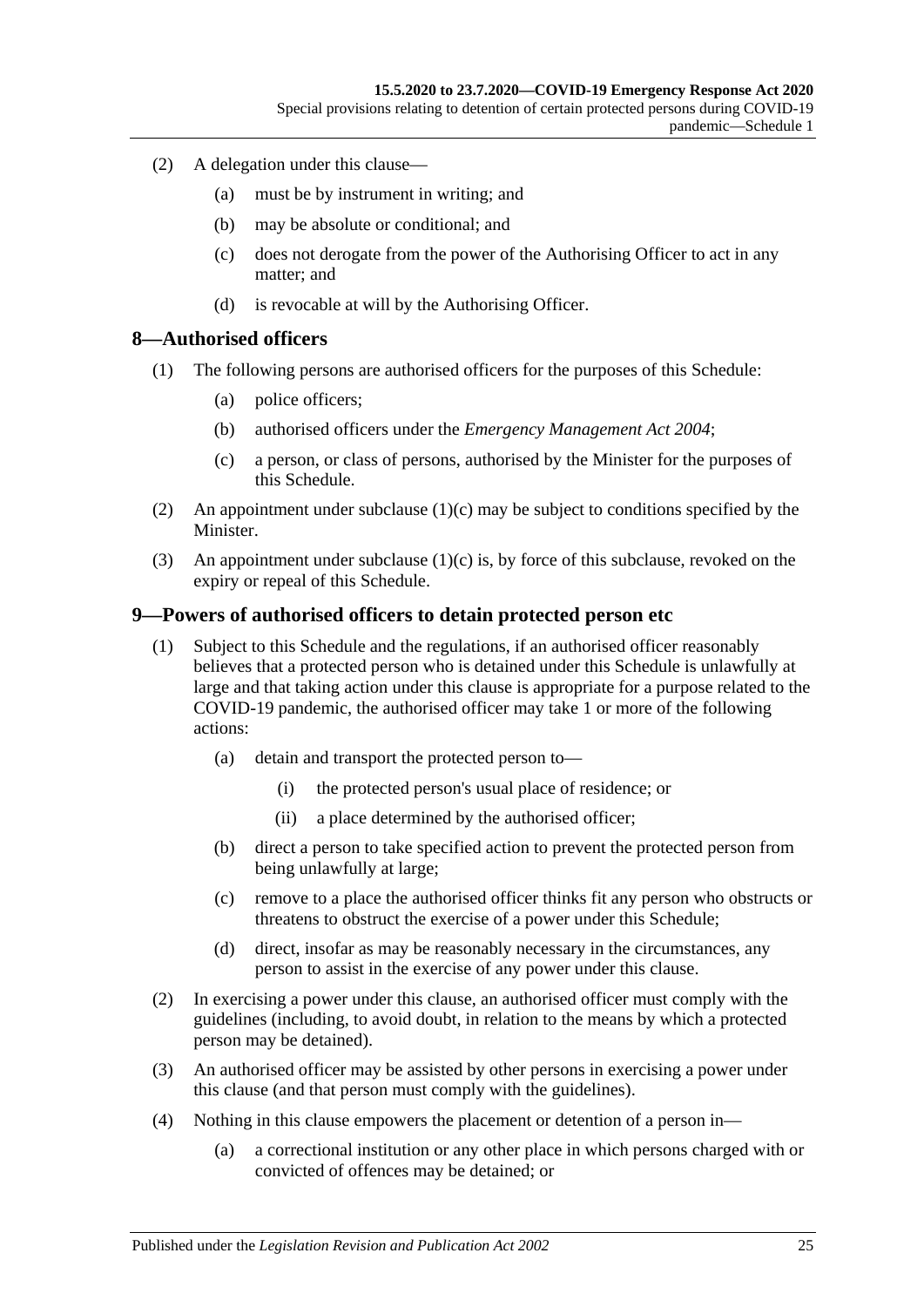(2) A delegation under this clause—

(a) must be by instrument in writing; and

(b) may be absolute or conditional; and

(c) does not derogate from the power of the Authorising Officer to act in any matter; and

(d) is revocable at will by the Authorising Officer.

## 8—Authorised officers

(1) The following persons are authorised officers for the purposes of this Schedule:

(a) police officers;

(b) authorised officers under the *Emergency Management Act 2004*;

(c) a person, or class of persons, authorised by the Minister for the purposes of this Schedule.

(2) An appointment under subclause (1)(c) may be subject to conditions specified by the Minister.

(3) An appointment under subclause (1)(c) is, by force of this subclause, revoked on the expiry or repeal of this Schedule.

## 9—Powers of authorised officers to detain protected person etc

(1) Subject to this Schedule and the regulations, if an authorised officer reasonably believes that a protected person who is detained under this Schedule is unlawfully at large and that taking action under this clause is appropriate for a purpose related to the COVID-19 pandemic, the authorised officer may take 1 or more of the following actions:

(a) detain and transport the protected person to—

(i) the protected person's usual place of residence; or

(ii) a place determined by the authorised officer;

(b) direct a person to take specified action to prevent the protected person from being unlawfully at large;

(c) remove to a place the authorised officer thinks fit any person who obstructs or threatens to obstruct the exercise of a power under this Schedule;

(d) direct, insofar as may be reasonably necessary in the circumstances, any person to assist in the exercise of any power under this clause.

(2) In exercising a power under this clause, an authorised officer must comply with the guidelines (including, to avoid doubt, in relation to the means by which a protected person may be detained).

(3) An authorised officer may be assisted by other persons in exercising a power under this clause (and that person must comply with the guidelines).

(4) Nothing in this clause empowers the placement or detention of a person in—

(a) a correctional institution or any other place in which persons charged with or convicted of offences may be detained; or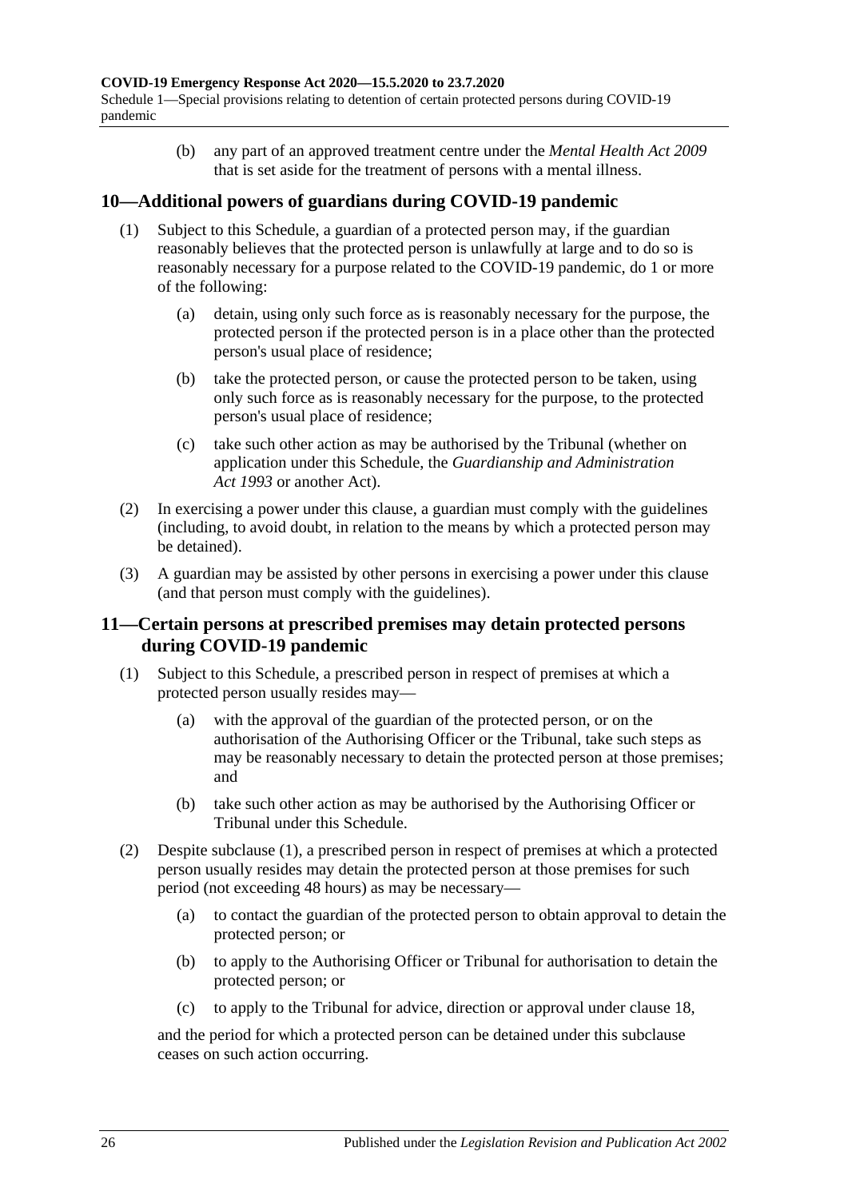(b) any part of an approved treatment centre under the *Mental Health Act 2009* that is set aside for the treatment of persons with a mental illness.

## 10—Additional powers of guardians during COVID-19 pandemic

(1) Subject to this Schedule, a guardian of a protected person may, if the guardian reasonably believes that the protected person is unlawfully at large and to do so is reasonably necessary for a purpose related to the COVID-19 pandemic, do 1 or more of the following:

(a) detain, using only such force as is reasonably necessary for the purpose, the protected person if the protected person is in a place other than the protected person's usual place of residence;

(b) take the protected person, or cause the protected person to be taken, using only such force as is reasonably necessary for the purpose, to the protected person's usual place of residence;

(c) take such other action as may be authorised by the Tribunal (whether on application under this Schedule, the *Guardianship and Administration Act 1993* or another Act).

(2) In exercising a power under this clause, a guardian must comply with the guidelines (including, to avoid doubt, in relation to the means by which a protected person may be detained).

(3) A guardian may be assisted by other persons in exercising a power under this clause (and that person must comply with the guidelines).

## 11—Certain persons at prescribed premises may detain protected persons during COVID-19 pandemic

(1) Subject to this Schedule, a prescribed person in respect of premises at which a protected person usually resides may—

(a) with the approval of the guardian of the protected person, or on the authorisation of the Authorising Officer or the Tribunal, take such steps as may be reasonably necessary to detain the protected person at those premises; and

(b) take such other action as may be authorised by the Authorising Officer or Tribunal under this Schedule.

(2) Despite subclause (1), a prescribed person in respect of premises at which a protected person usually resides may detain the protected person at those premises for such period (not exceeding 48 hours) as may be necessary—

(a) to contact the guardian of the protected person to obtain approval to detain the protected person; or

(b) to apply to the Authorising Officer or Tribunal for authorisation to detain the protected person; or

(c) to apply to the Tribunal for advice, direction or approval under clause 18,

and the period for which a protected person can be detained under this subclause ceases on such action occurring.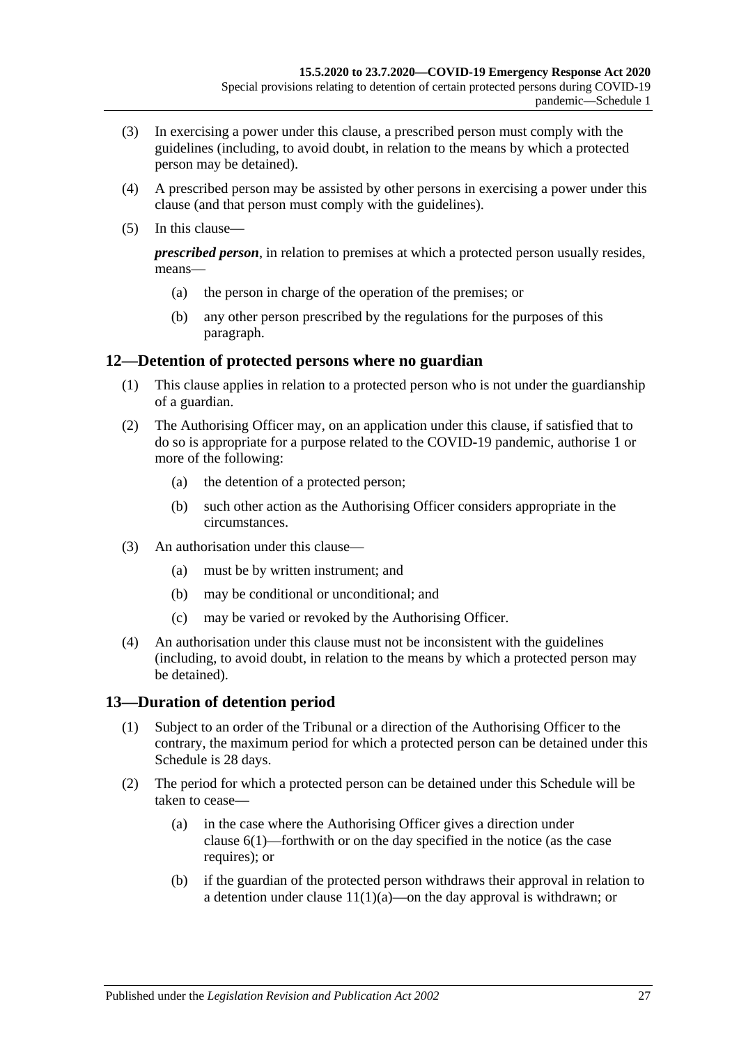(3) In exercising a power under this clause, a prescribed person must comply with the guidelines (including, to avoid doubt, in relation to the means by which a protected person may be detained).

(4) A prescribed person may be assisted by other persons in exercising a power under this clause (and that person must comply with the guidelines).

(5) In this clause—

***prescribed person***, in relation to premises at which a protected person usually resides, means—

(a) the person in charge of the operation of the premises; or

(b) any other person prescribed by the regulations for the purposes of this paragraph.

## 12—Detention of protected persons where no guardian

(1) This clause applies in relation to a protected person who is not under the guardianship of a guardian.

(2) The Authorising Officer may, on an application under this clause, if satisfied that to do so is appropriate for a purpose related to the COVID-19 pandemic, authorise 1 or more of the following:

(a) the detention of a protected person;

(b) such other action as the Authorising Officer considers appropriate in the circumstances.

(3) An authorisation under this clause—

(a) must be by written instrument; and

(b) may be conditional or unconditional; and

(c) may be varied or revoked by the Authorising Officer.

(4) An authorisation under this clause must not be inconsistent with the guidelines (including, to avoid doubt, in relation to the means by which a protected person may be detained).

## 13—Duration of detention period

(1) Subject to an order of the Tribunal or a direction of the Authorising Officer to the contrary, the maximum period for which a protected person can be detained under this Schedule is 28 days.

(2) The period for which a protected person can be detained under this Schedule will be taken to cease—

(a) in the case where the Authorising Officer gives a direction under clause 6(1)—forthwith or on the day specified in the notice (as the case requires); or

(b) if the guardian of the protected person withdraws their approval in relation to a detention under clause 11(1)(a)—on the day approval is withdrawn; or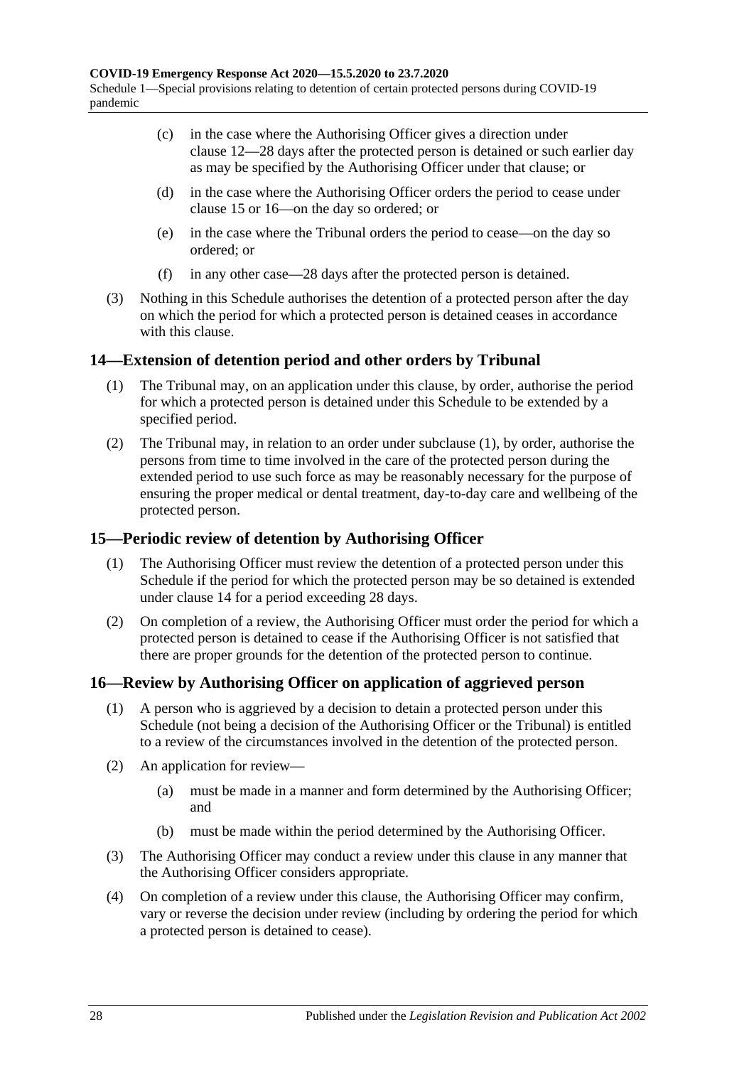(c) in the case where the Authorising Officer gives a direction under clause 12—28 days after the protected person is detained or such earlier day as may be specified by the Authorising Officer under that clause; or

(d) in the case where the Authorising Officer orders the period to cease under clause 15 or 16—on the day so ordered; or

(e) in the case where the Tribunal orders the period to cease—on the day so ordered; or

(f) in any other case—28 days after the protected person is detained.

(3) Nothing in this Schedule authorises the detention of a protected person after the day on which the period for which a protected person is detained ceases in accordance with this clause.

## 14—Extension of detention period and other orders by Tribunal

(1) The Tribunal may, on an application under this clause, by order, authorise the period for which a protected person is detained under this Schedule to be extended by a specified period.

(2) The Tribunal may, in relation to an order under subclause (1), by order, authorise the persons from time to time involved in the care of the protected person during the extended period to use such force as may be reasonably necessary for the purpose of ensuring the proper medical or dental treatment, day-to-day care and wellbeing of the protected person.

## 15—Periodic review of detention by Authorising Officer

(1) The Authorising Officer must review the detention of a protected person under this Schedule if the period for which the protected person may be so detained is extended under clause 14 for a period exceeding 28 days.

(2) On completion of a review, the Authorising Officer must order the period for which a protected person is detained to cease if the Authorising Officer is not satisfied that there are proper grounds for the detention of the protected person to continue.

## 16—Review by Authorising Officer on application of aggrieved person

(1) A person who is aggrieved by a decision to detain a protected person under this Schedule (not being a decision of the Authorising Officer or the Tribunal) is entitled to a review of the circumstances involved in the detention of the protected person.

(2) An application for review—

(a) must be made in a manner and form determined by the Authorising Officer; and

(b) must be made within the period determined by the Authorising Officer.

(3) The Authorising Officer may conduct a review under this clause in any manner that the Authorising Officer considers appropriate.

(4) On completion of a review under this clause, the Authorising Officer may confirm, vary or reverse the decision under review (including by ordering the period for which a protected person is detained to cease).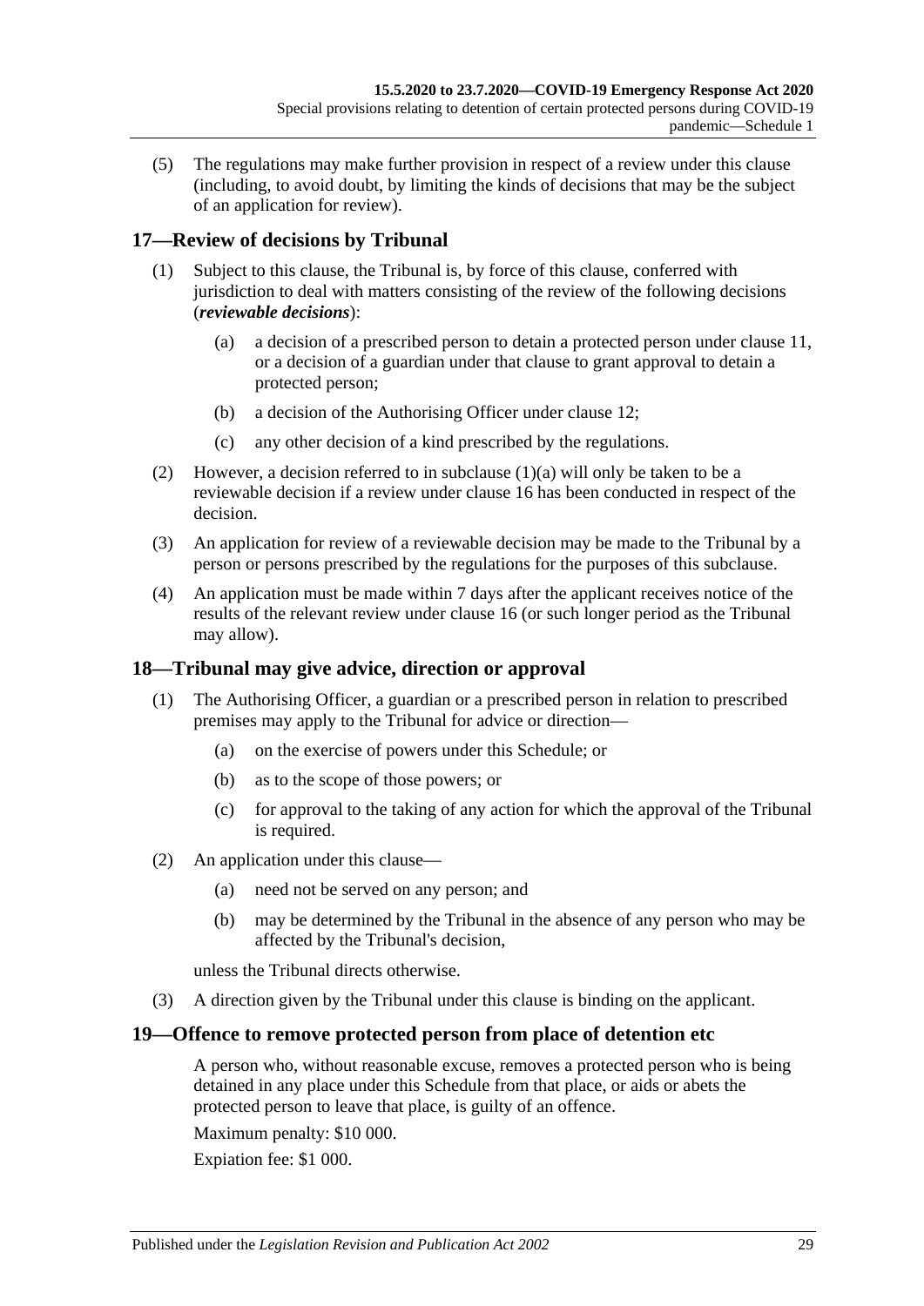(5) The regulations may make further provision in respect of a review under this clause (including, to avoid doubt, by limiting the kinds of decisions that may be the subject of an application for review).

## 17—Review of decisions by Tribunal

(1) Subject to this clause, the Tribunal is, by force of this clause, conferred with jurisdiction to deal with matters consisting of the review of the following decisions (***reviewable decisions***):

- (a) a decision of a prescribed person to detain a protected person under clause 11, or a decision of a guardian under that clause to grant approval to detain a protected person;
- (b) a decision of the Authorising Officer under clause 12;
- (c) any other decision of a kind prescribed by the regulations.

(2) However, a decision referred to in subclause (1)(a) will only be taken to be a reviewable decision if a review under clause 16 has been conducted in respect of the decision.

(3) An application for review of a reviewable decision may be made to the Tribunal by a person or persons prescribed by the regulations for the purposes of this subclause.

(4) An application must be made within 7 days after the applicant receives notice of the results of the relevant review under clause 16 (or such longer period as the Tribunal may allow).

## 18—Tribunal may give advice, direction or approval

(1) The Authorising Officer, a guardian or a prescribed person in relation to prescribed premises may apply to the Tribunal for advice or direction—

- (a) on the exercise of powers under this Schedule; or
- (b) as to the scope of those powers; or
- (c) for approval to the taking of any action for which the approval of the Tribunal is required.

(2) An application under this clause—

- (a) need not be served on any person; and
- (b) may be determined by the Tribunal in the absence of any person who may be affected by the Tribunal's decision,

unless the Tribunal directs otherwise.

(3) A direction given by the Tribunal under this clause is binding on the applicant.

## 19—Offence to remove protected person from place of detention etc

A person who, without reasonable excuse, removes a protected person who is being detained in any place under this Schedule from that place, or aids or abets the protected person to leave that place, is guilty of an offence.

Maximum penalty: $10 000.

Expiation fee: $1 000.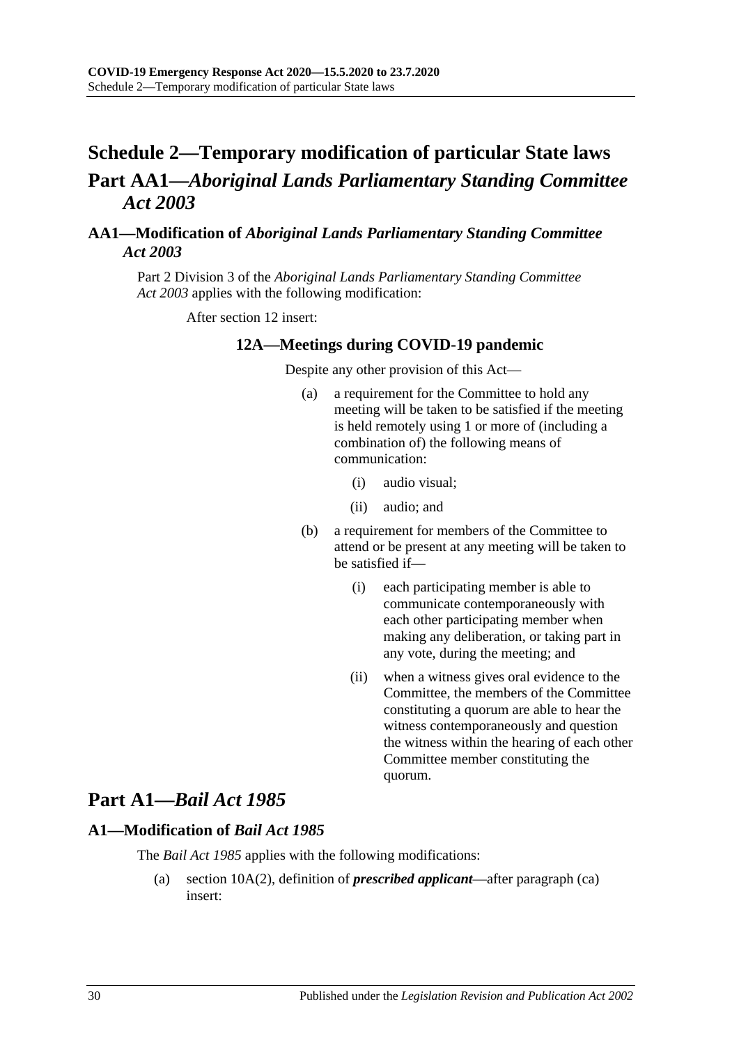# Schedule 2—Temporary modification of particular State laws

## Part AA1—*Aboriginal Lands Parliamentary Standing Committee Act 2003*

### AA1—Modification of *Aboriginal Lands Parliamentary Standing Committee Act 2003*

Part 2 Division 3 of the *Aboriginal Lands Parliamentary Standing Committee Act 2003* applies with the following modification:

After section 12 insert:

#### 12A—Meetings during COVID-19 pandemic

Despite any other provision of this Act—

(a) a requirement for the Committee to hold any meeting will be taken to be satisfied if the meeting is held remotely using 1 or more of (including a combination of) the following means of communication:

  (i) audio visual;

  (ii) audio; and

(b) a requirement for members of the Committee to attend or be present at any meeting will be taken to be satisfied if—

  (i) each participating member is able to communicate contemporaneously with each other participating member when making any deliberation, or taking part in any vote, during the meeting; and

  (ii) when a witness gives oral evidence to the Committee, the members of the Committee constituting a quorum are able to hear the witness contemporaneously and question the witness within the hearing of each other Committee member constituting the quorum.

## Part A1—*Bail Act 1985*

### A1—Modification of *Bail Act 1985*

The *Bail Act 1985* applies with the following modifications:

(a) section 10A(2), definition of ***prescribed applicant***—after paragraph (ca) insert: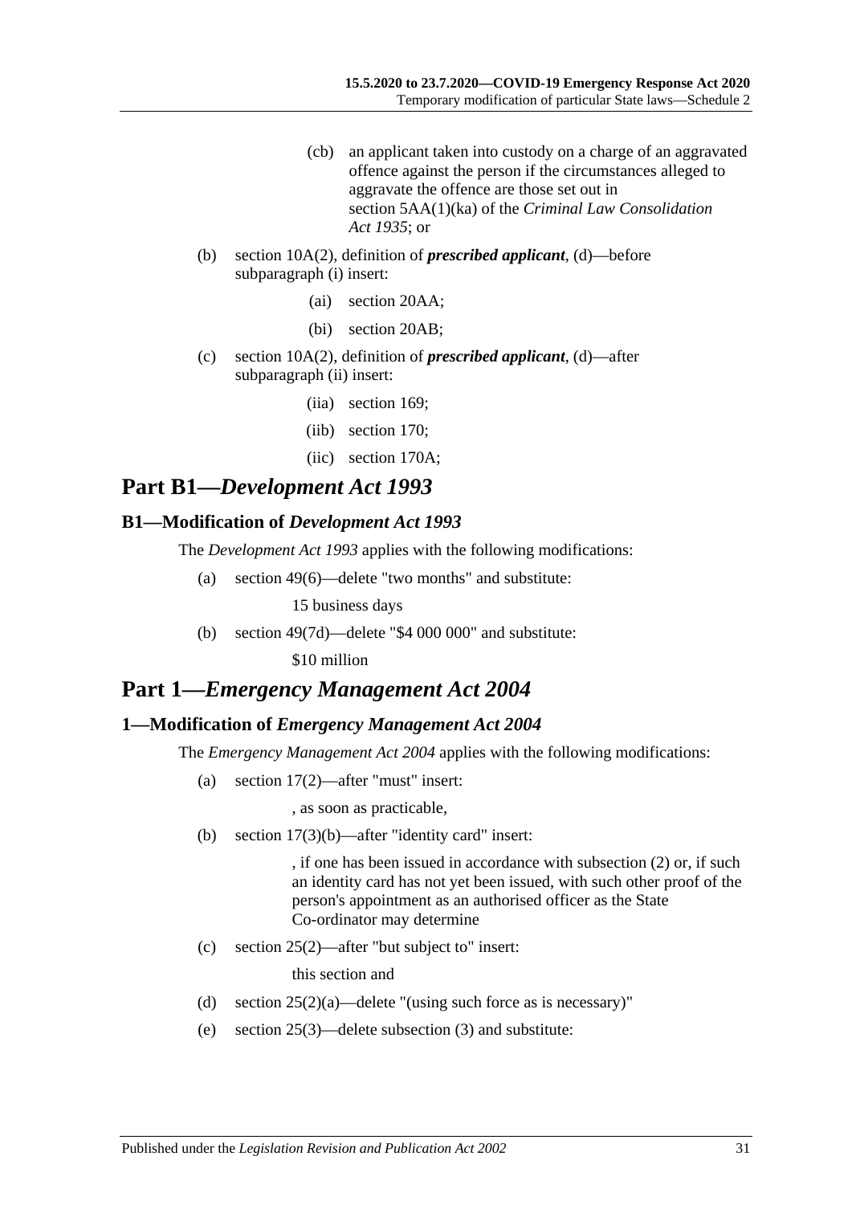(cb) an applicant taken into custody on a charge of an aggravated offence against the person if the circumstances alleged to aggravate the offence are those set out in section 5AA(1)(ka) of the *Criminal Law Consolidation Act 1935*; or

(b) section 10A(2), definition of ***prescribed applicant***, (d)—before subparagraph (i) insert:

(ai) section 20AA;

(bi) section 20AB;

(c) section 10A(2), definition of ***prescribed applicant***, (d)—after subparagraph (ii) insert:

(iia) section 169;

(iib) section 170;

(iic) section 170A;

## Part B1—*Development Act 1993*

### B1—Modification of *Development Act 1993*

The *Development Act 1993* applies with the following modifications:

(a) section 49(6)—delete "two months" and substitute:

15 business days

(b) section 49(7d)—delete "$4 000 000" and substitute:

$10 million

## Part 1—*Emergency Management Act 2004*

### 1—Modification of *Emergency Management Act 2004*

The *Emergency Management Act 2004* applies with the following modifications:

(a) section 17(2)—after "must" insert:

, as soon as practicable,

(b) section 17(3)(b)—after "identity card" insert:

, if one has been issued in accordance with subsection (2) or, if such an identity card has not yet been issued, with such other proof of the person's appointment as an authorised officer as the State Co-ordinator may determine

(c) section 25(2)—after "but subject to" insert:

this section and

(d) section 25(2)(a)—delete "(using such force as is necessary)"

(e) section 25(3)—delete subsection (3) and substitute: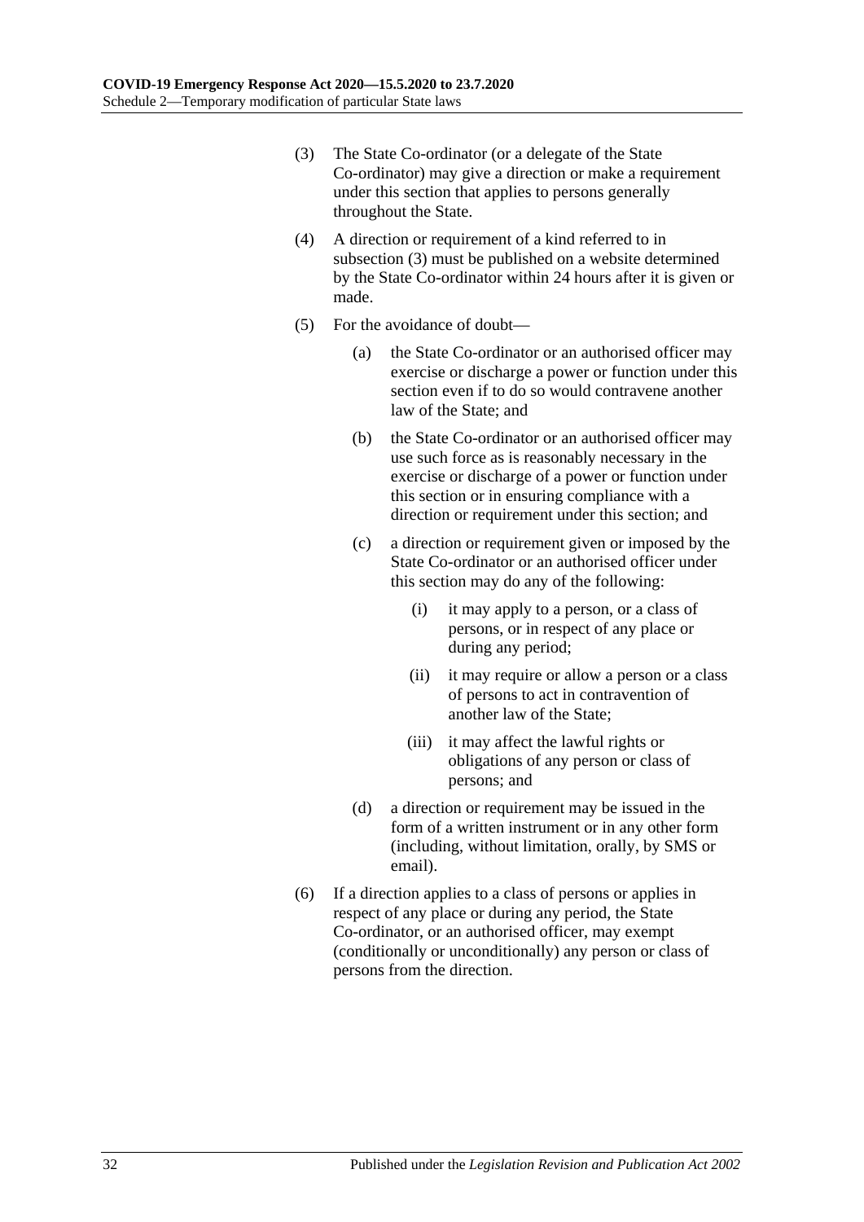(3) The State Co-ordinator (or a delegate of the State Co-ordinator) may give a direction or make a requirement under this section that applies to persons generally throughout the State.

(4) A direction or requirement of a kind referred to in subsection (3) must be published on a website determined by the State Co-ordinator within 24 hours after it is given or made.

(5) For the avoidance of doubt—

(a) the State Co-ordinator or an authorised officer may exercise or discharge a power or function under this section even if to do so would contravene another law of the State; and

(b) the State Co-ordinator or an authorised officer may use such force as is reasonably necessary in the exercise or discharge of a power or function under this section or in ensuring compliance with a direction or requirement under this section; and

(c) a direction or requirement given or imposed by the State Co-ordinator or an authorised officer under this section may do any of the following:

(i) it may apply to a person, or a class of persons, or in respect of any place or during any period;

(ii) it may require or allow a person or a class of persons to act in contravention of another law of the State;

(iii) it may affect the lawful rights or obligations of any person or class of persons; and

(d) a direction or requirement may be issued in the form of a written instrument or in any other form (including, without limitation, orally, by SMS or email).

(6) If a direction applies to a class of persons or applies in respect of any place or during any period, the State Co-ordinator, or an authorised officer, may exempt (conditionally or unconditionally) any person or class of persons from the direction.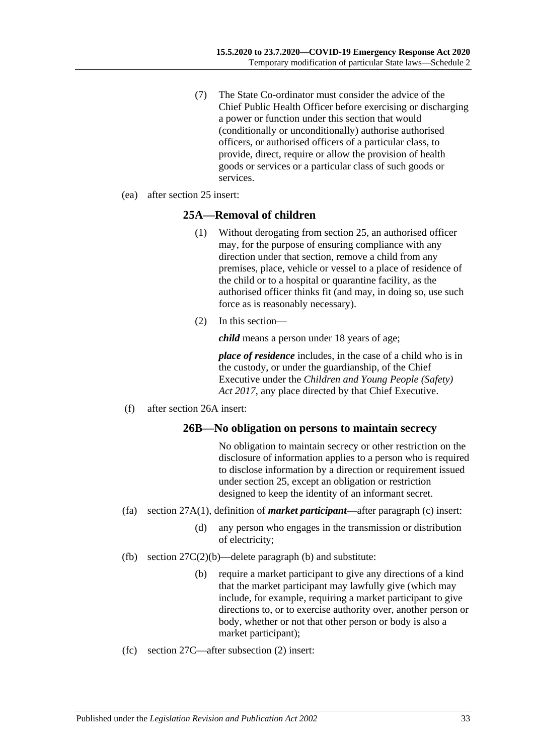(7) The State Co-ordinator must consider the advice of the Chief Public Health Officer before exercising or discharging a power or function under this section that would (conditionally or unconditionally) authorise authorised officers, or authorised officers of a particular class, to provide, direct, require or allow the provision of health goods or services or a particular class of such goods or services.

(ea) after section 25 insert:

### 25A—Removal of children

(1) Without derogating from section 25, an authorised officer may, for the purpose of ensuring compliance with any direction under that section, remove a child from any premises, place, vehicle or vessel to a place of residence of the child or to a hospital or quarantine facility, as the authorised officer thinks fit (and may, in doing so, use such force as is reasonably necessary).

(2) In this section—

***child*** means a person under 18 years of age;

***place of residence*** includes, in the case of a child who is in the custody, or under the guardianship, of the Chief Executive under the *Children and Young People (Safety) Act 2017*, any place directed by that Chief Executive.

(f) after section 26A insert:

### 26B—No obligation on persons to maintain secrecy

No obligation to maintain secrecy or other restriction on the disclosure of information applies to a person who is required to disclose information by a direction or requirement issued under section 25, except an obligation or restriction designed to keep the identity of an informant secret.

(fa) section 27A(1), definition of ***market participant***—after paragraph (c) insert:

(d) any person who engages in the transmission or distribution of electricity;

(fb) section 27C(2)(b)—delete paragraph (b) and substitute:

(b) require a market participant to give any directions of a kind that the market participant may lawfully give (which may include, for example, requiring a market participant to give directions to, or to exercise authority over, another person or body, whether or not that other person or body is also a market participant);

(fc) section 27C—after subsection (2) insert: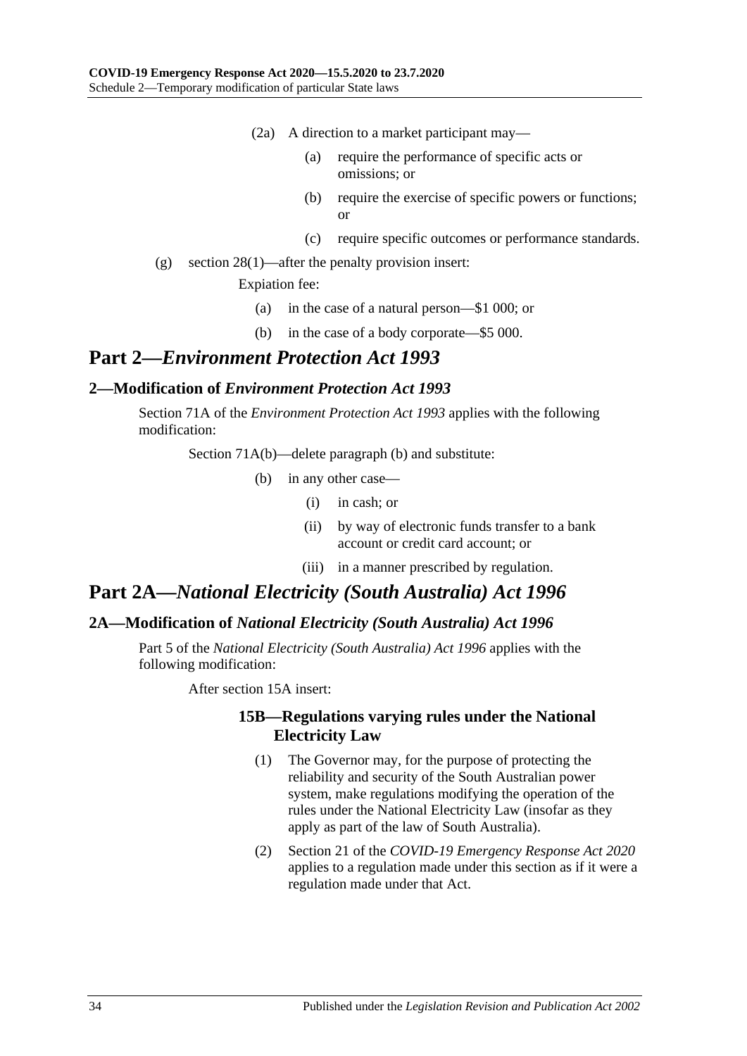(2a) A direction to a market participant may—

(a) require the performance of specific acts or omissions; or

(b) require the exercise of specific powers or functions; or

(c) require specific outcomes or performance standards.

(g) section 28(1)—after the penalty provision insert:

Expiation fee:

(a) in the case of a natural person—$1 000; or

(b) in the case of a body corporate—$5 000.

# Part 2—*Environment Protection Act 1993*

## 2—Modification of *Environment Protection Act 1993*

Section 71A of the *Environment Protection Act 1993* applies with the following modification:

Section 71A(b)—delete paragraph (b) and substitute:

(b) in any other case—

(i) in cash; or

(ii) by way of electronic funds transfer to a bank account or credit card account; or

(iii) in a manner prescribed by regulation.

# Part 2A—*National Electricity (South Australia) Act 1996*

## 2A—Modification of *National Electricity (South Australia) Act 1996*

Part 5 of the *National Electricity (South Australia) Act 1996* applies with the following modification:

After section 15A insert:

### 15B—Regulations varying rules under the National Electricity Law

(1) The Governor may, for the purpose of protecting the reliability and security of the South Australian power system, make regulations modifying the operation of the rules under the National Electricity Law (insofar as they apply as part of the law of South Australia).

(2) Section 21 of the *COVID-19 Emergency Response Act 2020* applies to a regulation made under this section as if it were a regulation made under that Act.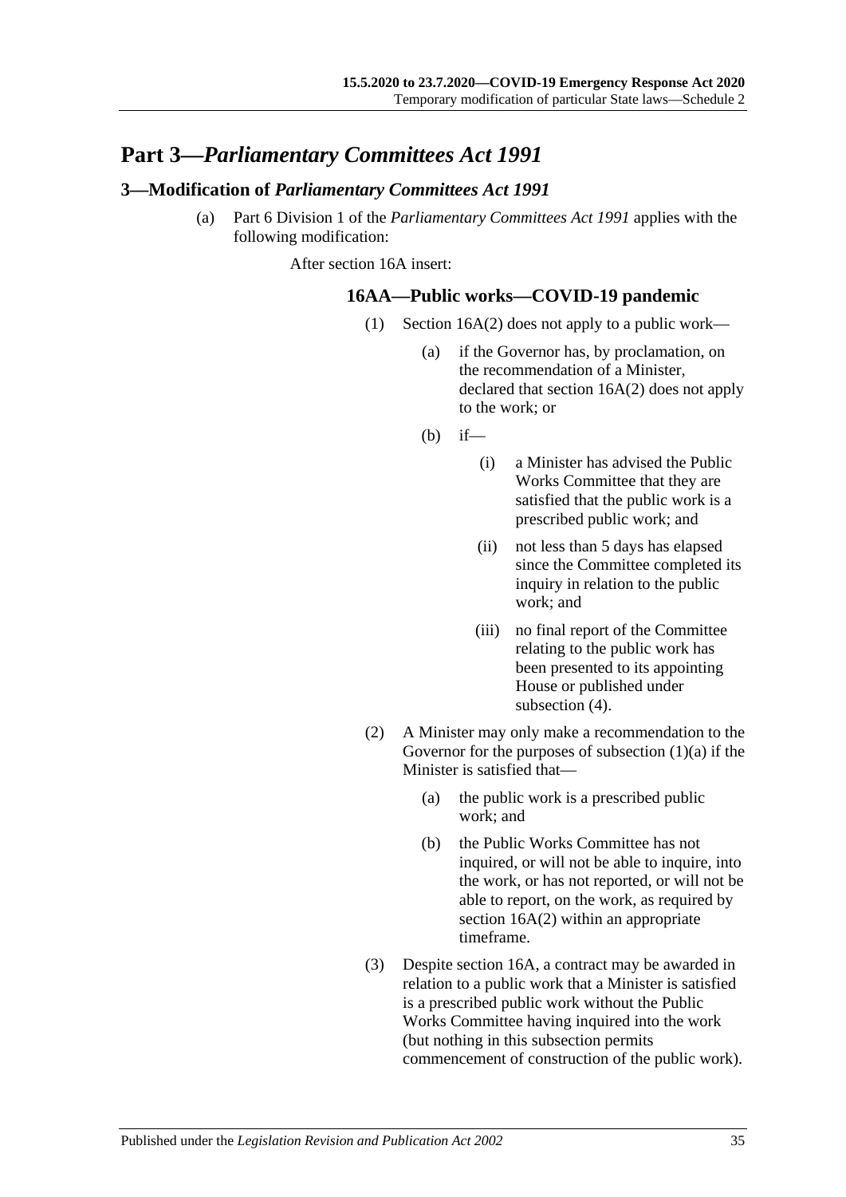# Part 3—*Parliamentary Committees Act 1991*

## 3—Modification of *Parliamentary Committees Act 1991*

(a) Part 6 Division 1 of the *Parliamentary Committees Act 1991* applies with the following modification:

After section 16A insert:

### 16AA—Public works—COVID-19 pandemic

(1) Section 16A(2) does not apply to a public work—

(a) if the Governor has, by proclamation, on the recommendation of a Minister, declared that section 16A(2) does not apply to the work; or

(b) if—

(i) a Minister has advised the Public Works Committee that they are satisfied that the public work is a prescribed public work; and

(ii) not less than 5 days has elapsed since the Committee completed its inquiry in relation to the public work; and

(iii) no final report of the Committee relating to the public work has been presented to its appointing House or published under subsection (4).

(2) A Minister may only make a recommendation to the Governor for the purposes of subsection (1)(a) if the Minister is satisfied that—

(a) the public work is a prescribed public work; and

(b) the Public Works Committee has not inquired, or will not be able to inquire, into the work, or has not reported, or will not be able to report, on the work, as required by section 16A(2) within an appropriate timeframe.

(3) Despite section 16A, a contract may be awarded in relation to a public work that a Minister is satisfied is a prescribed public work without the Public Works Committee having inquired into the work (but nothing in this subsection permits commencement of construction of the public work).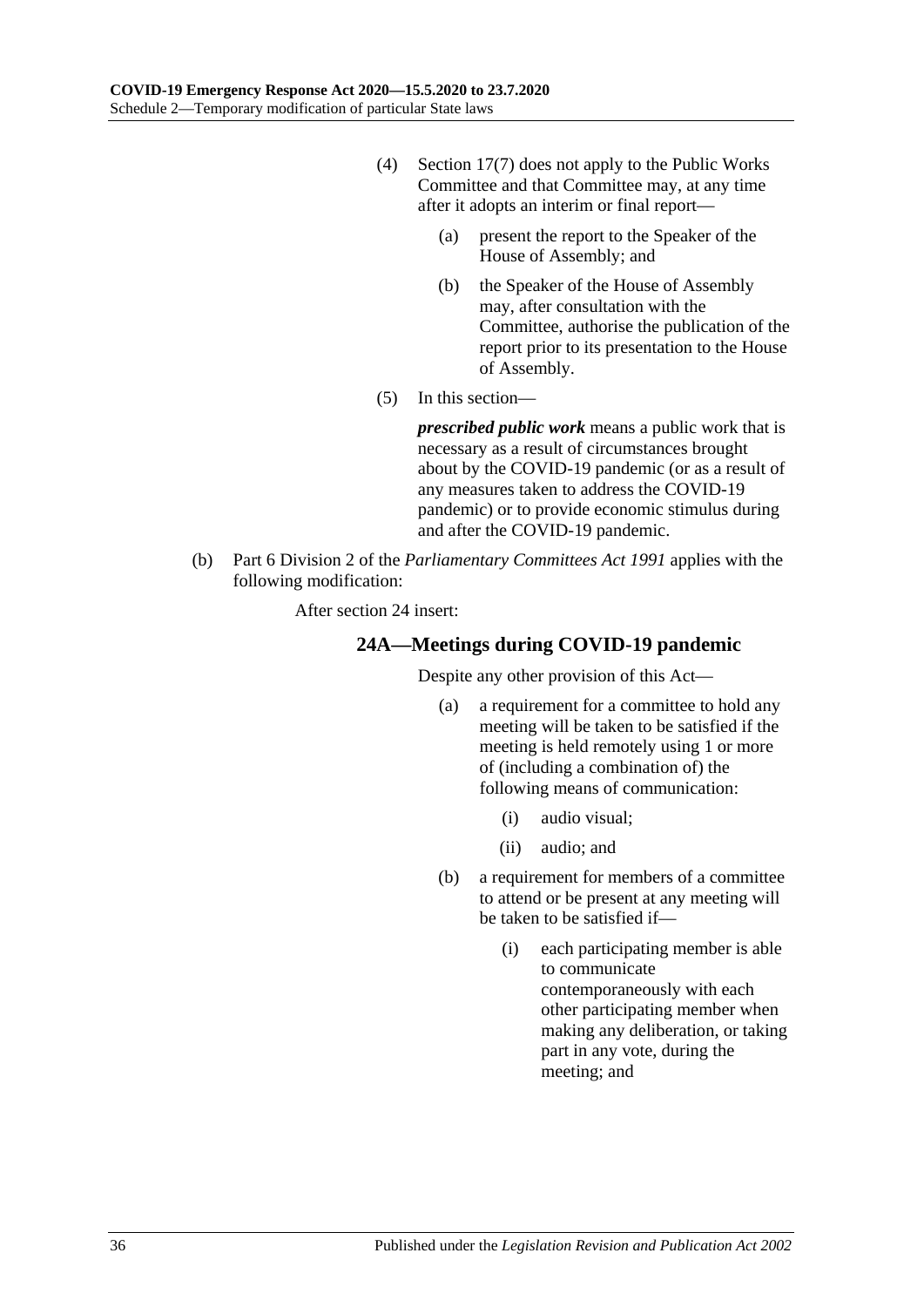(4) Section 17(7) does not apply to the Public Works Committee and that Committee may, at any time after it adopts an interim or final report—

(a) present the report to the Speaker of the House of Assembly; and

(b) the Speaker of the House of Assembly may, after consultation with the Committee, authorise the publication of the report prior to its presentation to the House of Assembly.

(5) In this section—

***prescribed public work*** means a public work that is necessary as a result of circumstances brought about by the COVID-19 pandemic (or as a result of any measures taken to address the COVID-19 pandemic) or to provide economic stimulus during and after the COVID-19 pandemic.

(b) Part 6 Division 2 of the *Parliamentary Committees Act 1991* applies with the following modification:

After section 24 insert:

### 24A—Meetings during COVID-19 pandemic

Despite any other provision of this Act—

(a) a requirement for a committee to hold any meeting will be taken to be satisfied if the meeting is held remotely using 1 or more of (including a combination of) the following means of communication:

(i) audio visual;

(ii) audio; and

(b) a requirement for members of a committee to attend or be present at any meeting will be taken to be satisfied if—

(i) each participating member is able to communicate contemporaneously with each other participating member when making any deliberation, or taking part in any vote, during the meeting; and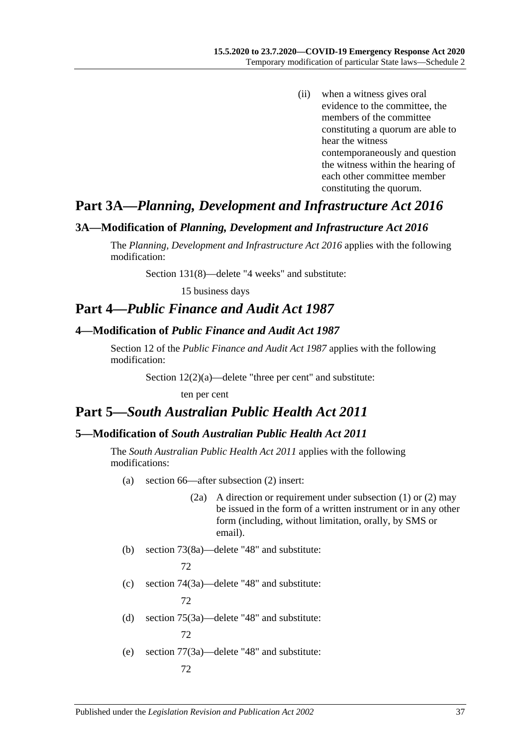(ii) when a witness gives oral evidence to the committee, the members of the committee constituting a quorum are able to hear the witness contemporaneously and question the witness within the hearing of each other committee member constituting the quorum.

# Part 3A—*Planning, Development and Infrastructure Act 2016*

## 3A—Modification of *Planning, Development and Infrastructure Act 2016*

The *Planning, Development and Infrastructure Act 2016* applies with the following modification:

Section 131(8)—delete "4 weeks" and substitute:

15 business days

# Part 4—*Public Finance and Audit Act 1987*

## 4—Modification of *Public Finance and Audit Act 1987*

Section 12 of the *Public Finance and Audit Act 1987* applies with the following modification:

Section 12(2)(a)—delete "three per cent" and substitute:

ten per cent

# Part 5—*South Australian Public Health Act 2011*

## 5—Modification of *South Australian Public Health Act 2011*

The *South Australian Public Health Act 2011* applies with the following modifications:

(a) section 66—after subsection (2) insert:

(2a) A direction or requirement under subsection (1) or (2) may be issued in the form of a written instrument or in any other form (including, without limitation, orally, by SMS or email).

(b) section 73(8a)—delete "48" and substitute:

72

(c) section 74(3a)—delete "48" and substitute:

72

(d) section 75(3a)—delete "48" and substitute:

72

(e) section 77(3a)—delete "48" and substitute:

72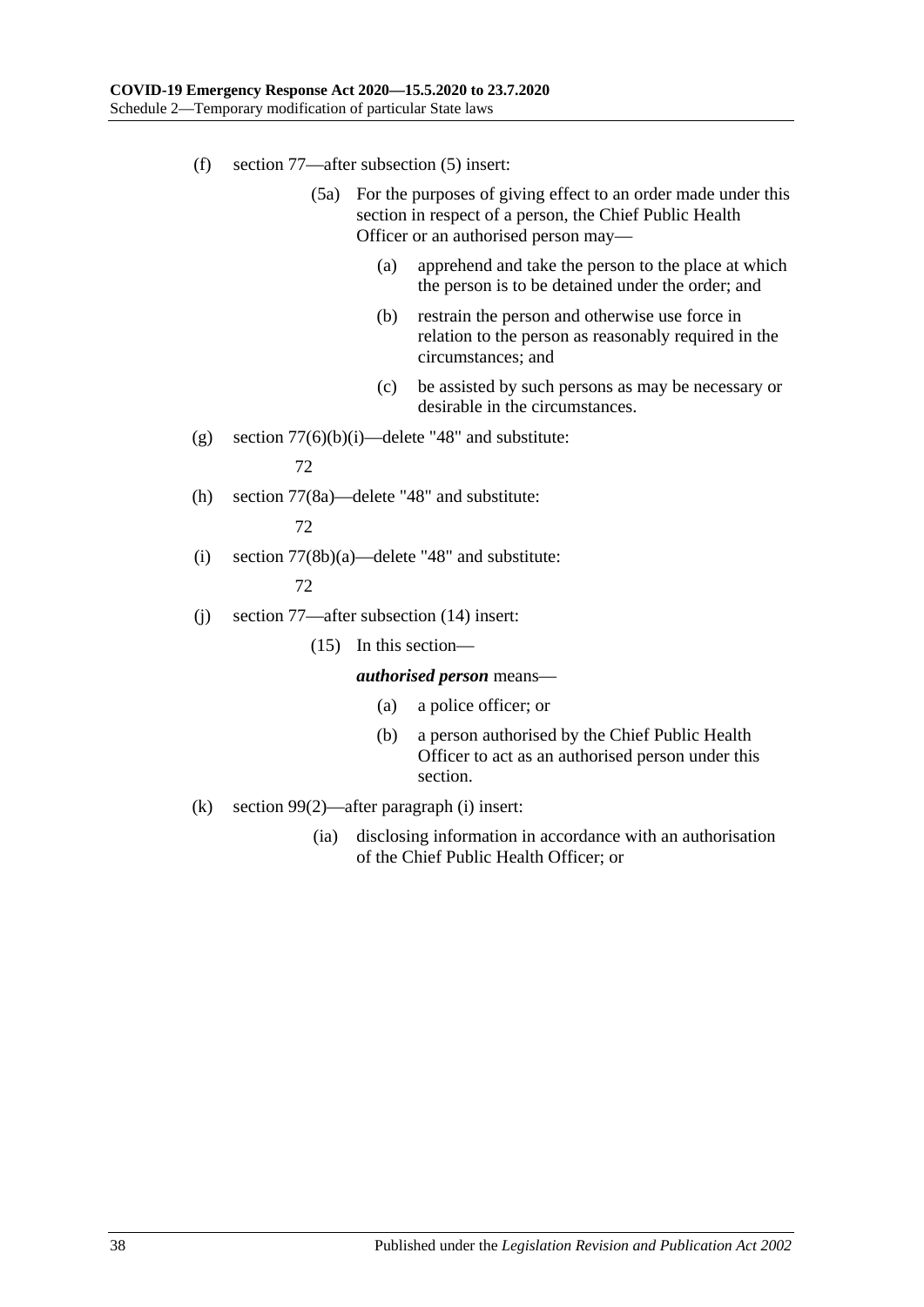(f) section 77—after subsection (5) insert:

> (5a) For the purposes of giving effect to an order made under this section in respect of a person, the Chief Public Health Officer or an authorised person may—
>
> > (a) apprehend and take the person to the place at which the person is to be detained under the order; and
> >
> > (b) restrain the person and otherwise use force in relation to the person as reasonably required in the circumstances; and
> >
> > (c) be assisted by such persons as may be necessary or desirable in the circumstances.

(g) section 77(6)(b)(i)—delete "48" and substitute:

> 72

(h) section 77(8a)—delete "48" and substitute:

> 72

(i) section 77(8b)(a)—delete "48" and substitute:

> 72

(j) section 77—after subsection (14) insert:

> (15) In this section—
>
> ***authorised person*** means—
>
> > (a) a police officer; or
> >
> > (b) a person authorised by the Chief Public Health Officer to act as an authorised person under this section.

(k) section 99(2)—after paragraph (i) insert:

> (ia) disclosing information in accordance with an authorisation of the Chief Public Health Officer; or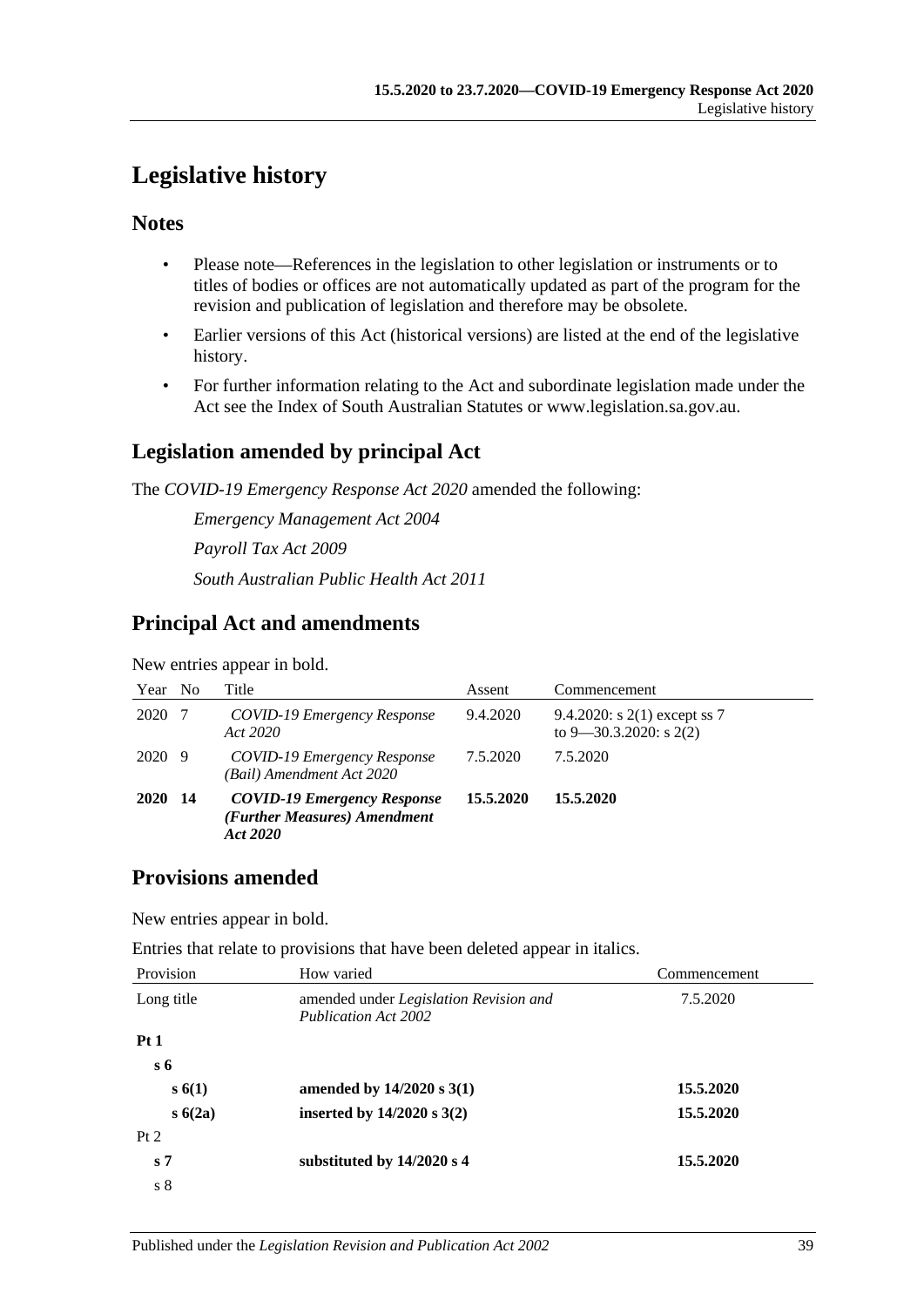# Legislative history

## Notes

- Please note—References in the legislation to other legislation or instruments or to titles of bodies or offices are not automatically updated as part of the program for the revision and publication of legislation and therefore may be obsolete.
- Earlier versions of this Act (historical versions) are listed at the end of the legislative history.
- For further information relating to the Act and subordinate legislation made under the Act see the Index of South Australian Statutes or www.legislation.sa.gov.au.

## Legislation amended by principal Act

The *COVID-19 Emergency Response Act 2020* amended the following:

*Emergency Management Act 2004*

*Payroll Tax Act 2009*

*South Australian Public Health Act 2011*

## Principal Act and amendments

New entries appear in bold.

| Year | No | Title | Assent | Commencement |
|---|---|---|---|---|
| 2020 | 7 | *COVID-19 Emergency Response Act 2020* | 9.4.2020 | 9.4.2020: s 2(1) except ss 7 to 9—30.3.2020: s 2(2) |
| 2020 | 9 | *COVID-19 Emergency Response (Bail) Amendment Act 2020* | 7.5.2020 | 7.5.2020 |
| **2020** | **14** | ***COVID-19 Emergency Response (Further Measures) Amendment Act 2020*** | **15.5.2020** | **15.5.2020** |

## Provisions amended

New entries appear in bold.

Entries that relate to provisions that have been deleted appear in italics.

| Provision | How varied | Commencement |
|---|---|---|
| Long title | amended under *Legislation Revision and Publication Act 2002* | 7.5.2020 |
| **Pt 1** | | |
| **s 6** | | |
| **s 6(1)** | **amended by 14/2020 s 3(1)** | **15.5.2020** |
| **s 6(2a)** | **inserted by 14/2020 s 3(2)** | **15.5.2020** |
| Pt 2 | | |
| **s 7** | **substituted by 14/2020 s 4** | **15.5.2020** |
| s 8 | | |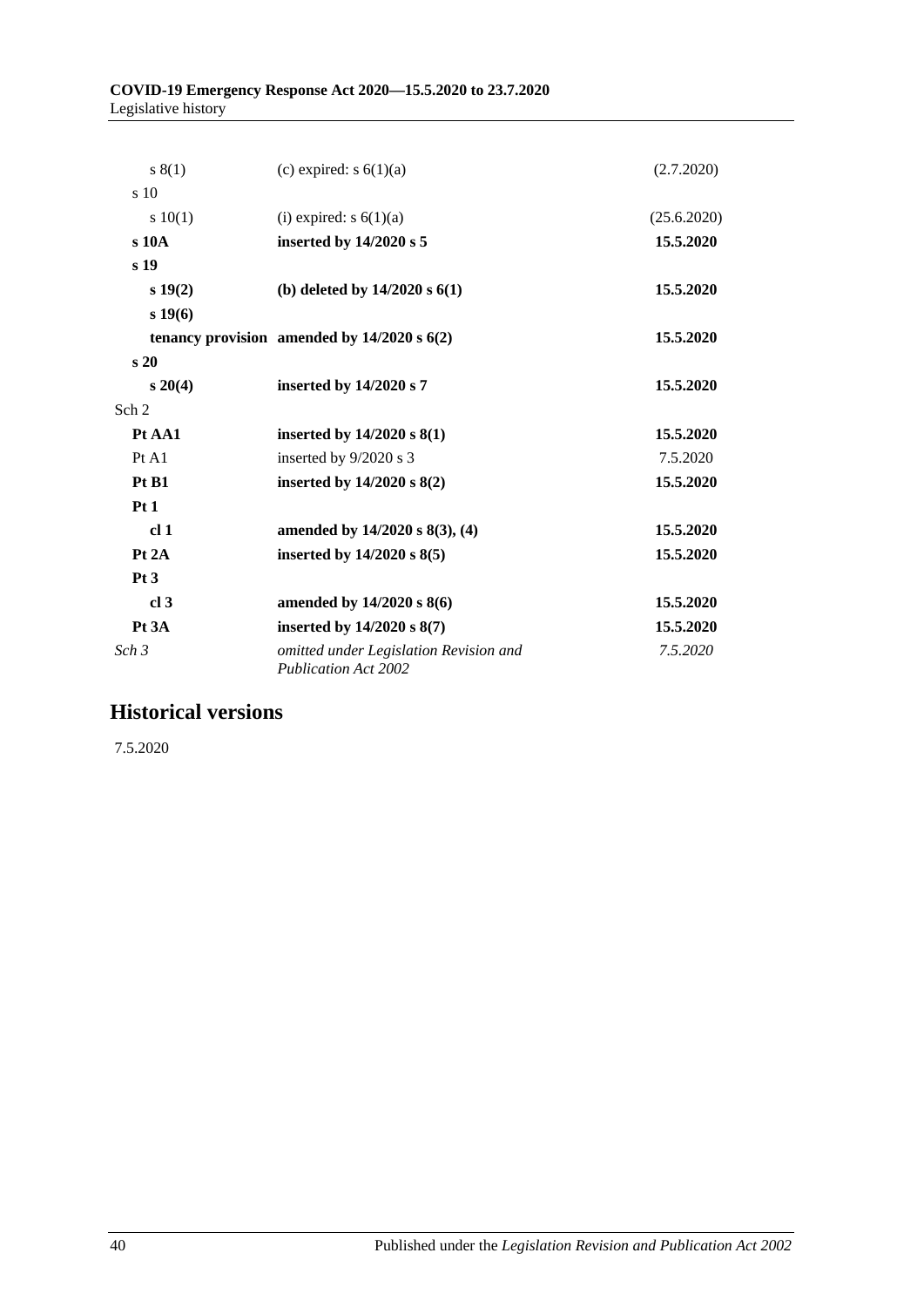| | | |
|---|---|---|
| s 8(1) | (c) expired: s 6(1)(a) | (2.7.2020) |
| s 10 | | |
| s 10(1) | (i) expired: s 6(1)(a) | (25.6.2020) |
| **s 10A** | **inserted by 14/2020 s 5** | **15.5.2020** |
| **s 19** | | |
| **s 19(2)** | **(b) deleted by 14/2020 s 6(1)** | **15.5.2020** |
| **s 19(6)** | | |
| **tenancy provision** | **amended by 14/2020 s 6(2)** | **15.5.2020** |
| **s 20** | | |
| **s 20(4)** | **inserted by 14/2020 s 7** | **15.5.2020** |
| Sch 2 | | |
| **Pt AA1** | **inserted by 14/2020 s 8(1)** | **15.5.2020** |
| Pt A1 | inserted by 9/2020 s 3 | 7.5.2020 |
| **Pt B1** | **inserted by 14/2020 s 8(2)** | **15.5.2020** |
| **Pt 1** | | |
| **cl 1** | **amended by 14/2020 s 8(3), (4)** | **15.5.2020** |
| **Pt 2A** | **inserted by 14/2020 s 8(5)** | **15.5.2020** |
| **Pt 3** | | |
| **cl 3** | **amended by 14/2020 s 8(6)** | **15.5.2020** |
| **Pt 3A** | **inserted by 14/2020 s 8(7)** | **15.5.2020** |
| *Sch 3* | *omitted under Legislation Revision and Publication Act 2002* | *7.5.2020* |

## Historical versions

7.5.2020